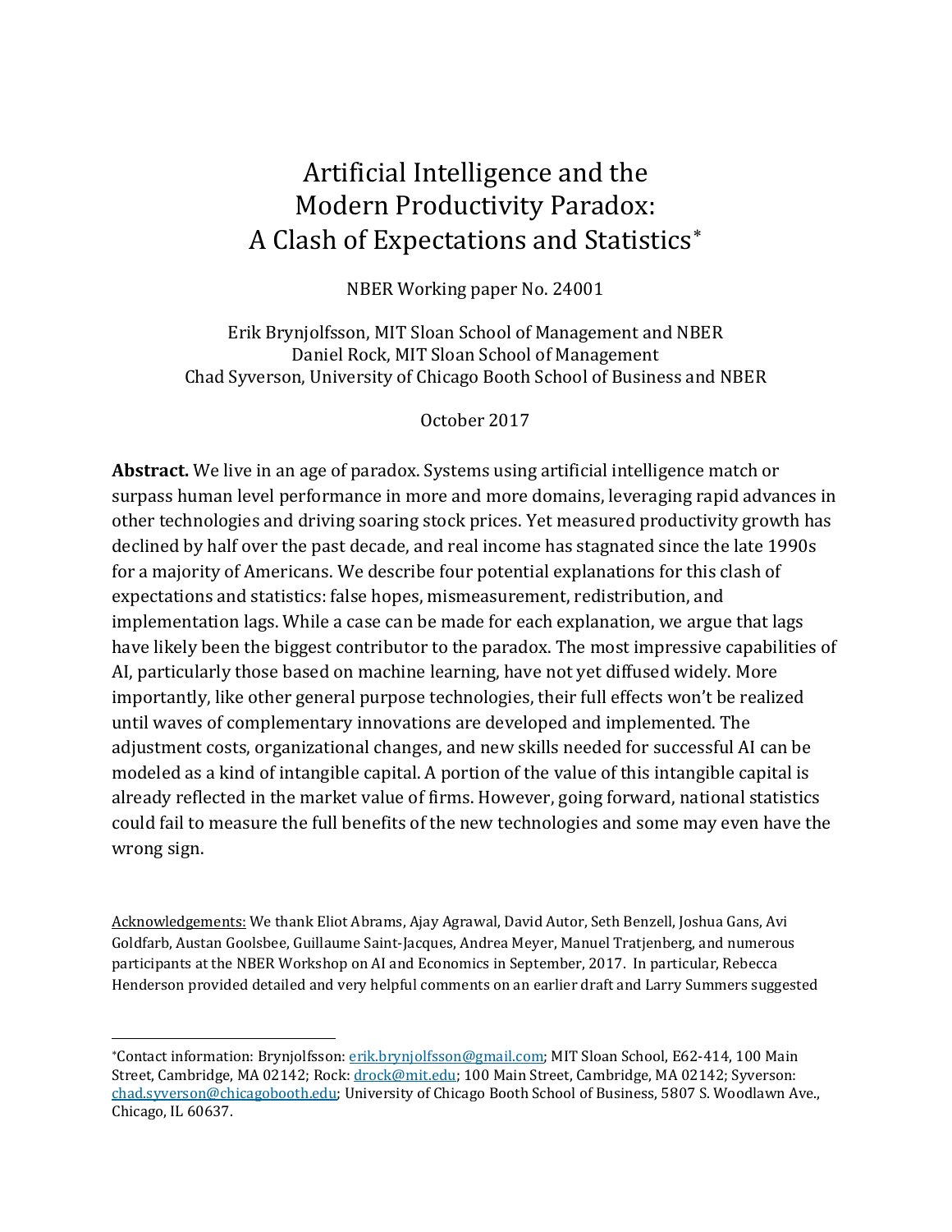# Artificial Intelligence and the Modern Productivity Paradox: A Clash of Expectations and Statistics*

NBER Working paper No. 24001

Erik Brynjolfsson, MIT Sloan School of Management and NBER
Daniel Rock, MIT Sloan School of Management
Chad Syverson, University of Chicago Booth School of Business and NBER

October 2017

**Abstract.** We live in an age of paradox. Systems using artificial intelligence match or surpass human level performance in more and more domains, leveraging rapid advances in other technologies and driving soaring stock prices. Yet measured productivity growth has declined by half over the past decade, and real income has stagnated since the late 1990s for a majority of Americans. We describe four potential explanations for this clash of expectations and statistics: false hopes, mismeasurement, redistribution, and implementation lags. While a case can be made for each explanation, we argue that lags have likely been the biggest contributor to the paradox. The most impressive capabilities of AI, particularly those based on machine learning, have not yet diffused widely. More importantly, like other general purpose technologies, their full effects won't be realized until waves of complementary innovations are developed and implemented. The adjustment costs, organizational changes, and new skills needed for successful AI can be modeled as a kind of intangible capital. A portion of the value of this intangible capital is already reflected in the market value of firms. However, going forward, national statistics could fail to measure the full benefits of the new technologies and some may even have the wrong sign.

Acknowledgements: We thank Eliot Abrams, Ajay Agrawal, David Autor, Seth Benzell, Joshua Gans, Avi Goldfarb, Austan Goolsbee, Guillaume Saint-Jacques, Andrea Meyer, Manuel Tratjenberg, and numerous participants at the NBER Workshop on AI and Economics in September, 2017. In particular, Rebecca Henderson provided detailed and very helpful comments on an earlier draft and Larry Summers suggested

---

*Contact information: Brynjolfsson: erik.brynjolfsson@gmail.com; MIT Sloan School, E62-414, 100 Main Street, Cambridge, MA 02142; Rock: drock@mit.edu; 100 Main Street, Cambridge, MA 02142; Syverson: chad.syverson@chicagobooth.edu; University of Chicago Booth School of Business, 5807 S. Woodlawn Ave., Chicago, IL 60637.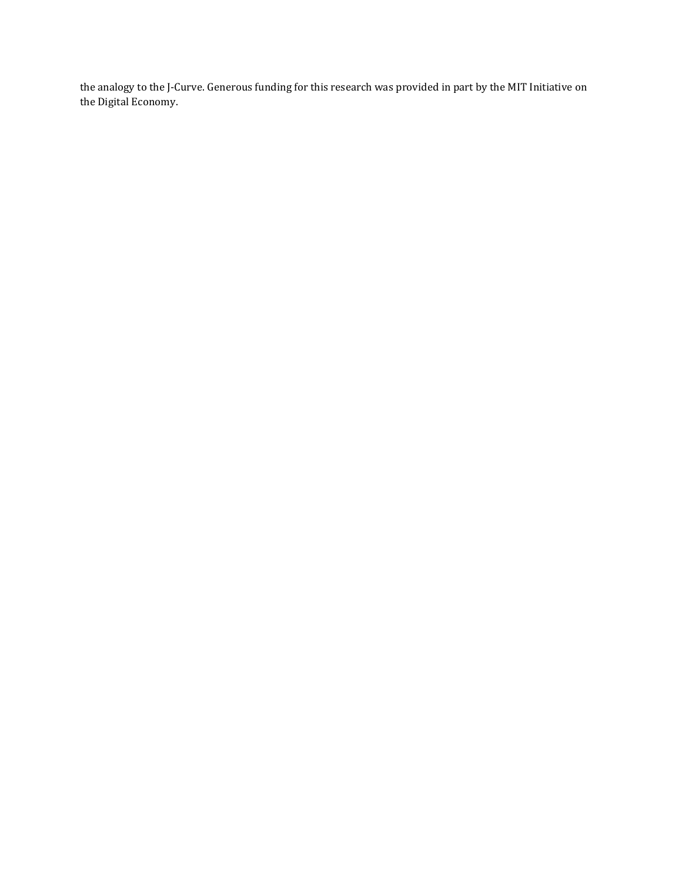the analogy to the J-Curve. Generous funding for this research was provided in part by the MIT Initiative on the Digital Economy.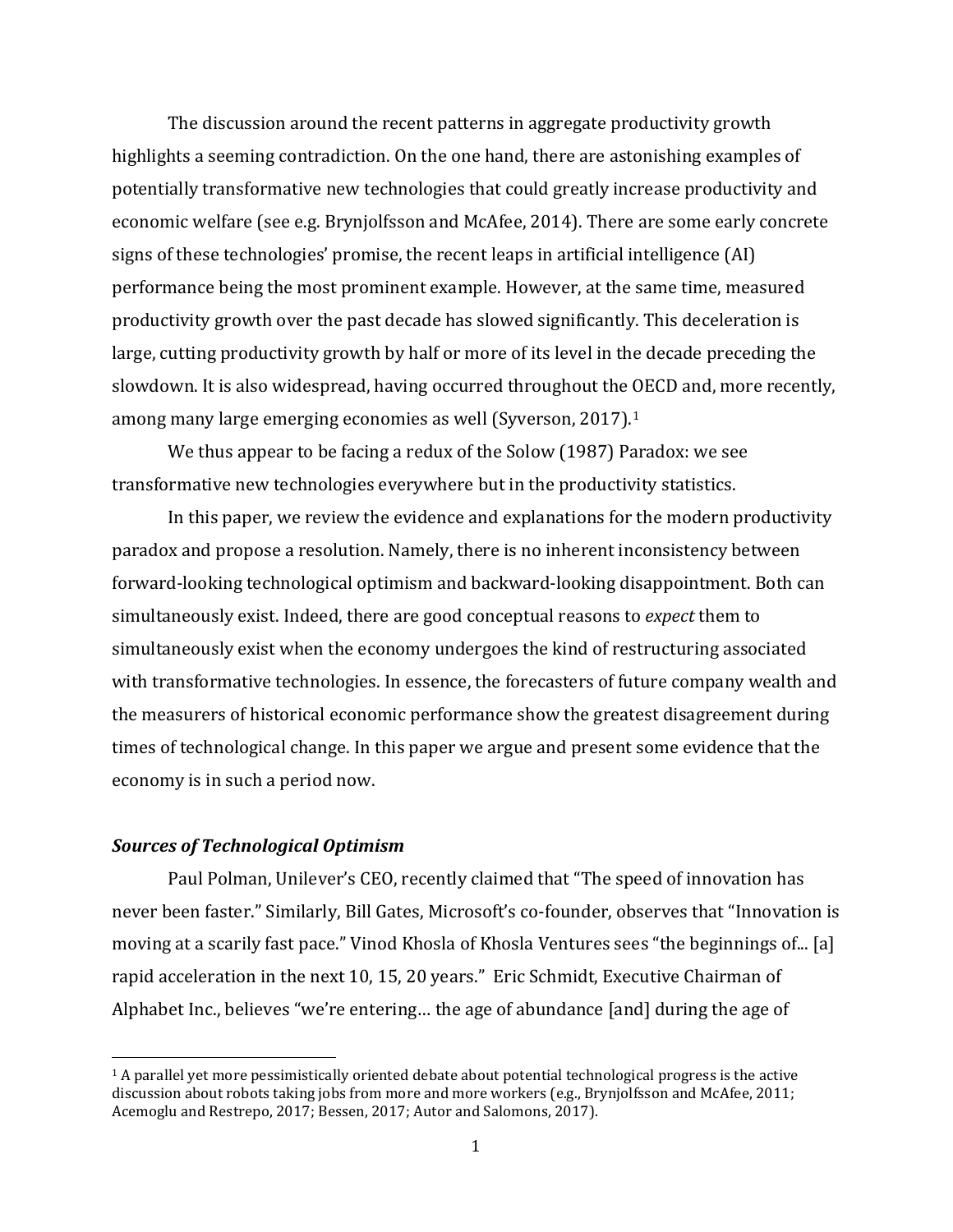The discussion around the recent patterns in aggregate productivity growth highlights a seeming contradiction. On the one hand, there are astonishing examples of potentially transformative new technologies that could greatly increase productivity and economic welfare (see e.g. Brynjolfsson and McAfee, 2014). There are some early concrete signs of these technologies' promise, the recent leaps in artificial intelligence (AI) performance being the most prominent example. However, at the same time, measured productivity growth over the past decade has slowed significantly. This deceleration is large, cutting productivity growth by half or more of its level in the decade preceding the slowdown. It is also widespread, having occurred throughout the OECD and, more recently, among many large emerging economies as well (Syverson, 2017).[1]

We thus appear to be facing a redux of the Solow (1987) Paradox: we see transformative new technologies everywhere but in the productivity statistics.

In this paper, we review the evidence and explanations for the modern productivity paradox and propose a resolution. Namely, there is no inherent inconsistency between forward-looking technological optimism and backward-looking disappointment. Both can simultaneously exist. Indeed, there are good conceptual reasons to *expect* them to simultaneously exist when the economy undergoes the kind of restructuring associated with transformative technologies. In essence, the forecasters of future company wealth and the measurers of historical economic performance show the greatest disagreement during times of technological change. In this paper we argue and present some evidence that the economy is in such a period now.

### *Sources of Technological Optimism*

Paul Polman, Unilever's CEO, recently claimed that "The speed of innovation has never been faster." Similarly, Bill Gates, Microsoft's co-founder, observes that "Innovation is moving at a scarily fast pace." Vinod Khosla of Khosla Ventures sees "the beginnings of... [a] rapid acceleration in the next 10, 15, 20 years." Eric Schmidt, Executive Chairman of Alphabet Inc., believes "we're entering… the age of abundance [and] during the age of

[1] A parallel yet more pessimistically oriented debate about potential technological progress is the active discussion about robots taking jobs from more and more workers (e.g., Brynjolfsson and McAfee, 2011; Acemoglu and Restrepo, 2017; Bessen, 2017; Autor and Salomons, 2017).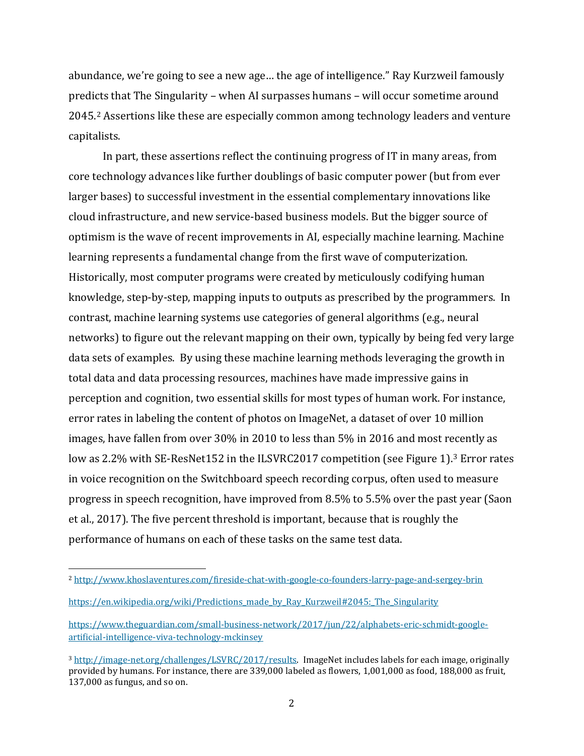abundance, we're going to see a new age… the age of intelligence." Ray Kurzweil famously predicts that The Singularity – when AI surpasses humans – will occur sometime around 2045.[2] Assertions like these are especially common among technology leaders and venture capitalists.

In part, these assertions reflect the continuing progress of IT in many areas, from core technology advances like further doublings of basic computer power (but from ever larger bases) to successful investment in the essential complementary innovations like cloud infrastructure, and new service-based business models. But the bigger source of optimism is the wave of recent improvements in AI, especially machine learning. Machine learning represents a fundamental change from the first wave of computerization. Historically, most computer programs were created by meticulously codifying human knowledge, step-by-step, mapping inputs to outputs as prescribed by the programmers. In contrast, machine learning systems use categories of general algorithms (e.g., neural networks) to figure out the relevant mapping on their own, typically by being fed very large data sets of examples. By using these machine learning methods leveraging the growth in total data and data processing resources, machines have made impressive gains in perception and cognition, two essential skills for most types of human work. For instance, error rates in labeling the content of photos on ImageNet, a dataset of over 10 million images, have fallen from over 30% in 2010 to less than 5% in 2016 and most recently as low as 2.2% with SE-ResNet152 in the ILSVRC2017 competition (see Figure 1).[3] Error rates in voice recognition on the Switchboard speech recording corpus, often used to measure progress in speech recognition, have improved from 8.5% to 5.5% over the past year (Saon et al., 2017). The five percent threshold is important, because that is roughly the performance of humans on each of these tasks on the same test data.

---

[2] http://www.khoslaventures.com/fireside-chat-with-google-co-founders-larry-page-and-sergey-brin

https://en.wikipedia.org/wiki/Predictions_made_by_Ray_Kurzweil#2045:_The_Singularity

https://www.theguardian.com/small-business-network/2017/jun/22/alphabets-eric-schmidt-google-artificial-intelligence-viva-technology-mckinsey

[3] http://image-net.org/challenges/LSVRC/2017/results. ImageNet includes labels for each image, originally provided by humans. For instance, there are 339,000 labeled as flowers, 1,001,000 as food, 188,000 as fruit, 137,000 as fungus, and so on.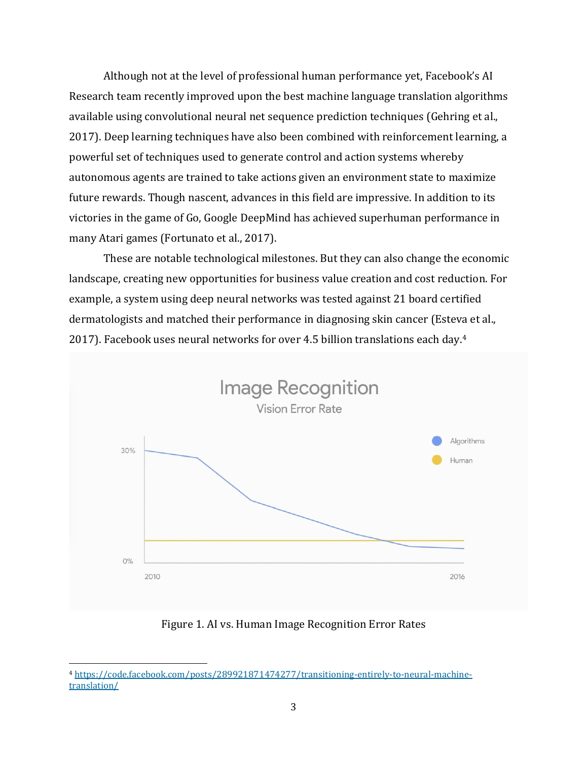Although not at the level of professional human performance yet, Facebook's AI Research team recently improved upon the best machine language translation algorithms available using convolutional neural net sequence prediction techniques (Gehring et al., 2017). Deep learning techniques have also been combined with reinforcement learning, a powerful set of techniques used to generate control and action systems whereby autonomous agents are trained to take actions given an environment state to maximize future rewards. Though nascent, advances in this field are impressive. In addition to its victories in the game of Go, Google DeepMind has achieved superhuman performance in many Atari games (Fortunato et al., 2017).

These are notable technological milestones. But they can also change the economic landscape, creating new opportunities for business value creation and cost reduction. For example, a system using deep neural networks was tested against 21 board certified dermatologists and matched their performance in diagnosing skin cancer (Esteva et al., 2017). Facebook uses neural networks for over 4.5 billion translations each day.[4]

Figure 1. AI vs. Human Image Recognition Error Rates

[4] https://code.facebook.com/posts/289921871474277/transitioning-entirely-to-neural-machine-translation/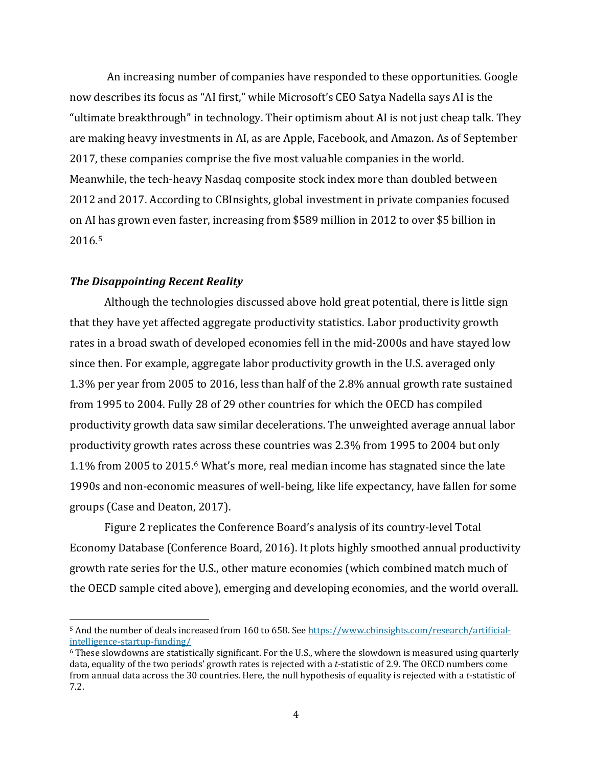An increasing number of companies have responded to these opportunities. Google now describes its focus as "AI first," while Microsoft's CEO Satya Nadella says AI is the "ultimate breakthrough" in technology. Their optimism about AI is not just cheap talk. They are making heavy investments in AI, as are Apple, Facebook, and Amazon. As of September 2017, these companies comprise the five most valuable companies in the world. Meanwhile, the tech-heavy Nasdaq composite stock index more than doubled between 2012 and 2017. According to CBInsights, global investment in private companies focused on AI has grown even faster, increasing from $589 million in 2012 to over $5 billion in 2016.[5]

***The Disappointing Recent Reality***

Although the technologies discussed above hold great potential, there is little sign that they have yet affected aggregate productivity statistics. Labor productivity growth rates in a broad swath of developed economies fell in the mid-2000s and have stayed low since then. For example, aggregate labor productivity growth in the U.S. averaged only 1.3% per year from 2005 to 2016, less than half of the 2.8% annual growth rate sustained from 1995 to 2004. Fully 28 of 29 other countries for which the OECD has compiled productivity growth data saw similar decelerations. The unweighted average annual labor productivity growth rates across these countries was 2.3% from 1995 to 2004 but only 1.1% from 2005 to 2015.[6] What's more, real median income has stagnated since the late 1990s and non-economic measures of well-being, like life expectancy, have fallen for some groups (Case and Deaton, 2017).

Figure 2 replicates the Conference Board's analysis of its country-level Total Economy Database (Conference Board, 2016). It plots highly smoothed annual productivity growth rate series for the U.S., other mature economies (which combined match much of the OECD sample cited above), emerging and developing economies, and the world overall.

---

[5] And the number of deals increased from 160 to 658. See https://www.cbinsights.com/research/artificial-intelligence-startup-funding/

[6] These slowdowns are statistically significant. For the U.S., where the slowdown is measured using quarterly data, equality of the two periods' growth rates is rejected with a $t$-statistic of 2.9. The OECD numbers come from annual data across the 30 countries. Here, the null hypothesis of equality is rejected with a $t$-statistic of 7.2.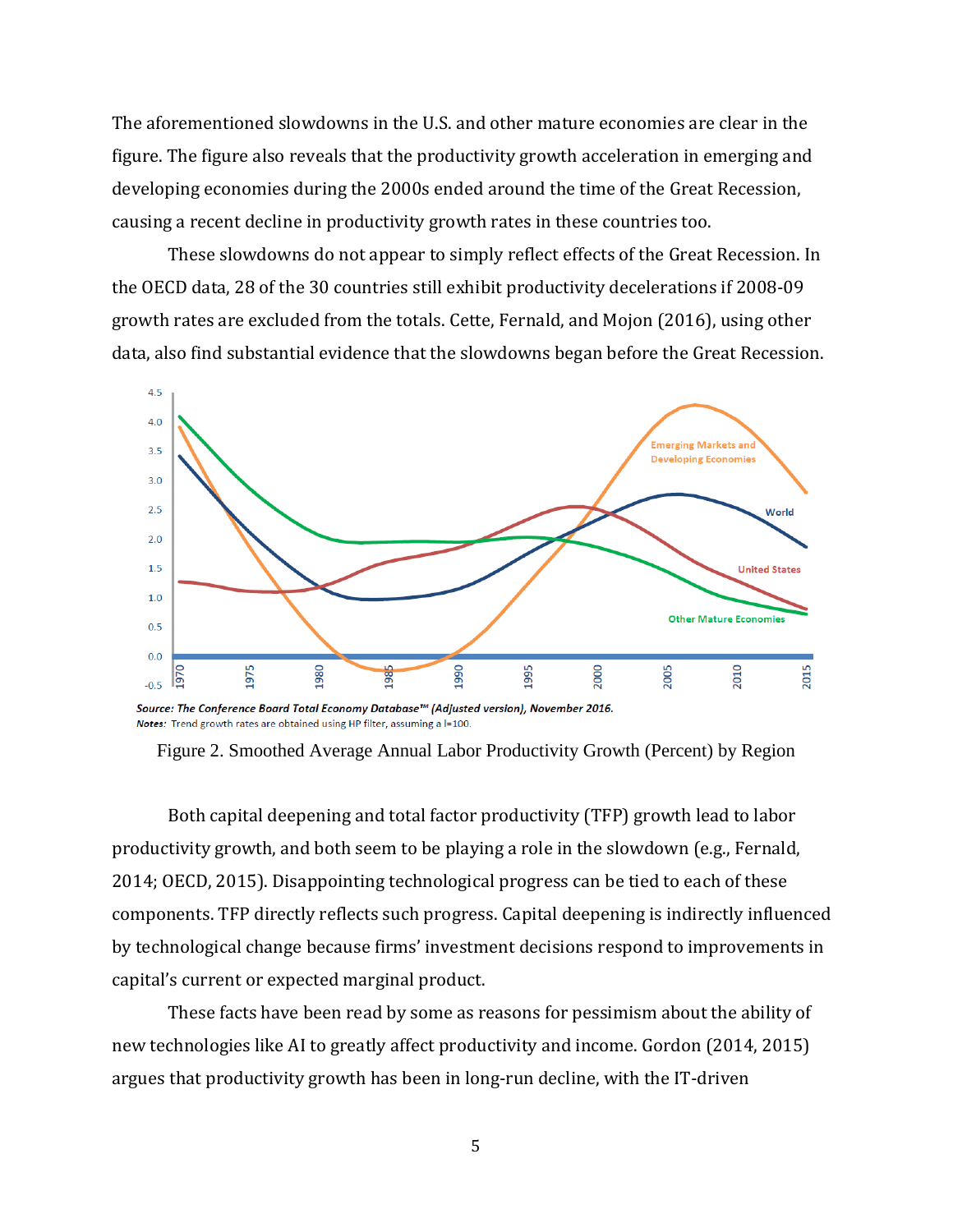The aforementioned slowdowns in the U.S. and other mature economies are clear in the figure. The figure also reveals that the productivity growth acceleration in emerging and developing economies during the 2000s ended around the time of the Great Recession, causing a recent decline in productivity growth rates in these countries too.

These slowdowns do not appear to simply reflect effects of the Great Recession. In the OECD data, 28 of the 30 countries still exhibit productivity decelerations if 2008-09 growth rates are excluded from the totals. Cette, Fernald, and Mojon (2016), using other data, also find substantial evidence that the slowdowns began before the Great Recession.

***Source: The Conference Board Total Economy Database™ (Adjusted version), November 2016.***
***Notes:*** Trend growth rates are obtained using HP filter, assuming a l=100.

Figure 2. Smoothed Average Annual Labor Productivity Growth (Percent) by Region

Both capital deepening and total factor productivity (TFP) growth lead to labor productivity growth, and both seem to be playing a role in the slowdown (e.g., Fernald, 2014; OECD, 2015). Disappointing technological progress can be tied to each of these components. TFP directly reflects such progress. Capital deepening is indirectly influenced by technological change because firms' investment decisions respond to improvements in capital's current or expected marginal product.

These facts have been read by some as reasons for pessimism about the ability of new technologies like AI to greatly affect productivity and income. Gordon (2014, 2015) argues that productivity growth has been in long-run decline, with the IT-driven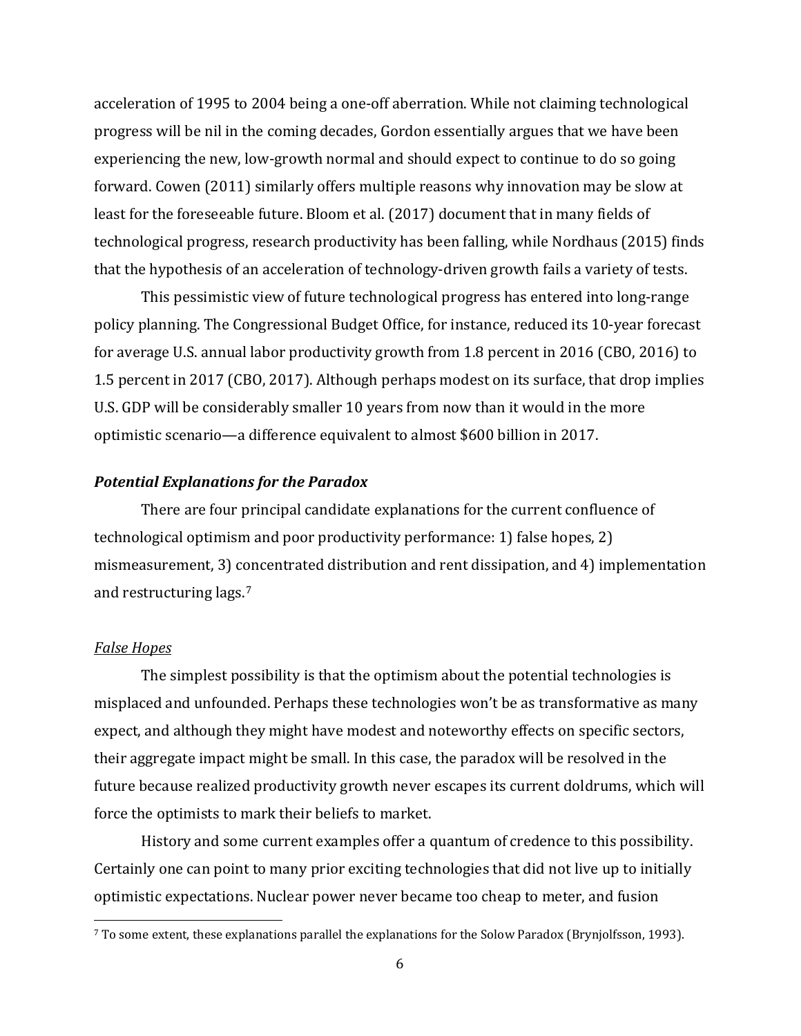acceleration of 1995 to 2004 being a one-off aberration. While not claiming technological progress will be nil in the coming decades, Gordon essentially argues that we have been experiencing the new, low-growth normal and should expect to continue to do so going forward. Cowen (2011) similarly offers multiple reasons why innovation may be slow at least for the foreseeable future. Bloom et al. (2017) document that in many fields of technological progress, research productivity has been falling, while Nordhaus (2015) finds that the hypothesis of an acceleration of technology-driven growth fails a variety of tests.

This pessimistic view of future technological progress has entered into long-range policy planning. The Congressional Budget Office, for instance, reduced its 10-year forecast for average U.S. annual labor productivity growth from 1.8 percent in 2016 (CBO, 2016) to 1.5 percent in 2017 (CBO, 2017). Although perhaps modest on its surface, that drop implies U.S. GDP will be considerably smaller 10 years from now than it would in the more optimistic scenario—a difference equivalent to almost $600 billion in 2017.

### *Potential Explanations for the Paradox*

There are four principal candidate explanations for the current confluence of technological optimism and poor productivity performance: 1) false hopes, 2) mismeasurement, 3) concentrated distribution and rent dissipation, and 4) implementation and restructuring lags.[7]

#### False Hopes

The simplest possibility is that the optimism about the potential technologies is misplaced and unfounded. Perhaps these technologies won't be as transformative as many expect, and although they might have modest and noteworthy effects on specific sectors, their aggregate impact might be small. In this case, the paradox will be resolved in the future because realized productivity growth never escapes its current doldrums, which will force the optimists to mark their beliefs to market.

History and some current examples offer a quantum of credence to this possibility. Certainly one can point to many prior exciting technologies that did not live up to initially optimistic expectations. Nuclear power never became too cheap to meter, and fusion

[7] To some extent, these explanations parallel the explanations for the Solow Paradox (Brynjolfsson, 1993).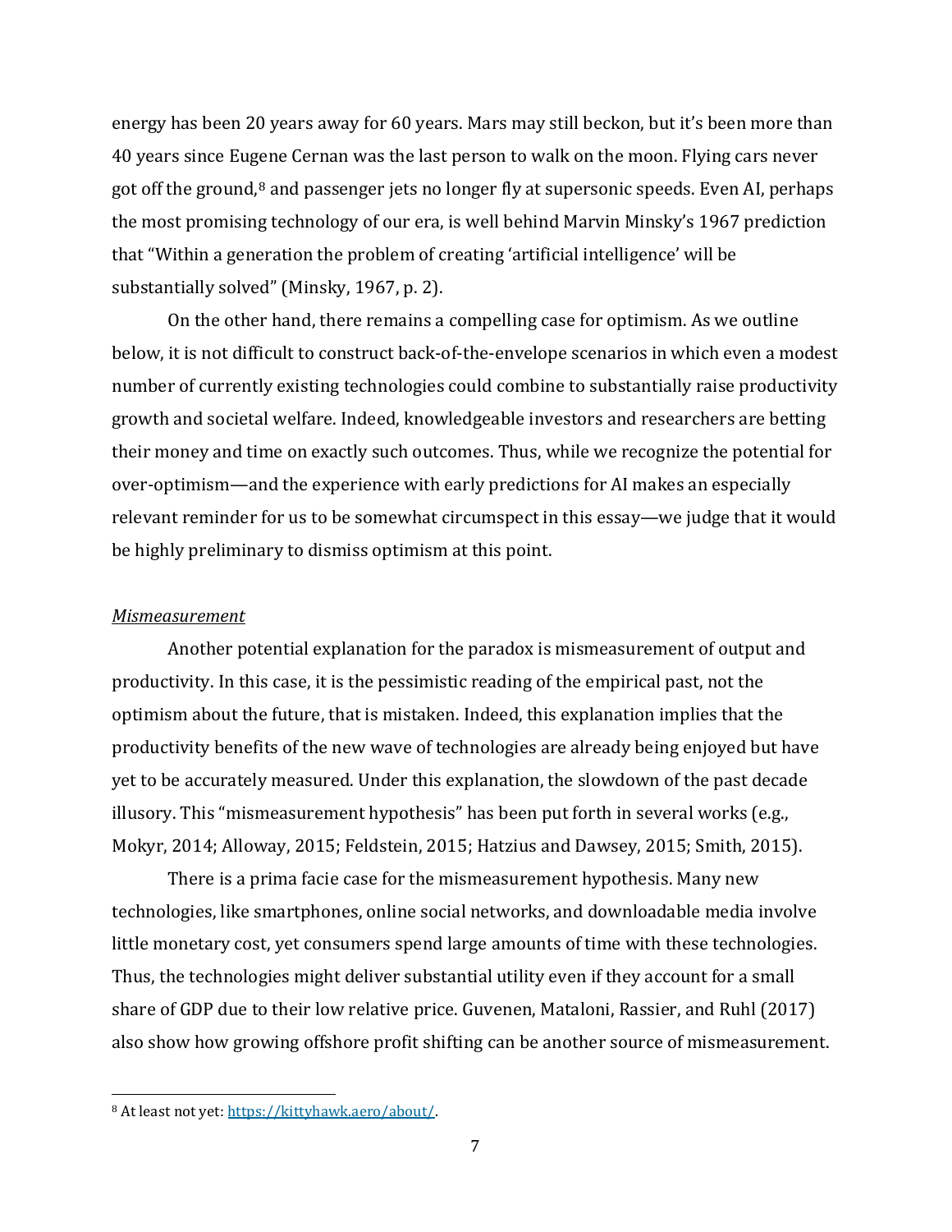energy has been 20 years away for 60 years. Mars may still beckon, but it's been more than 40 years since Eugene Cernan was the last person to walk on the moon. Flying cars never got off the ground,[8] and passenger jets no longer fly at supersonic speeds. Even AI, perhaps the most promising technology of our era, is well behind Marvin Minsky's 1967 prediction that "Within a generation the problem of creating 'artificial intelligence' will be substantially solved" (Minsky, 1967, p. 2).

On the other hand, there remains a compelling case for optimism. As we outline below, it is not difficult to construct back-of-the-envelope scenarios in which even a modest number of currently existing technologies could combine to substantially raise productivity growth and societal welfare. Indeed, knowledgeable investors and researchers are betting their money and time on exactly such outcomes. Thus, while we recognize the potential for over-optimism—and the experience with early predictions for AI makes an especially relevant reminder for us to be somewhat circumspect in this essay—we judge that it would be highly preliminary to dismiss optimism at this point.

*Mismeasurement*

Another potential explanation for the paradox is mismeasurement of output and productivity. In this case, it is the pessimistic reading of the empirical past, not the optimism about the future, that is mistaken. Indeed, this explanation implies that the productivity benefits of the new wave of technologies are already being enjoyed but have yet to be accurately measured. Under this explanation, the slowdown of the past decade illusory. This "mismeasurement hypothesis" has been put forth in several works (e.g., Mokyr, 2014; Alloway, 2015; Feldstein, 2015; Hatzius and Dawsey, 2015; Smith, 2015).

There is a prima facie case for the mismeasurement hypothesis. Many new technologies, like smartphones, online social networks, and downloadable media involve little monetary cost, yet consumers spend large amounts of time with these technologies. Thus, the technologies might deliver substantial utility even if they account for a small share of GDP due to their low relative price. Guvenen, Mataloni, Rassier, and Ruhl (2017) also show how growing offshore profit shifting can be another source of mismeasurement.

---

[8] At least not yet: https://kittyhawk.aero/about/.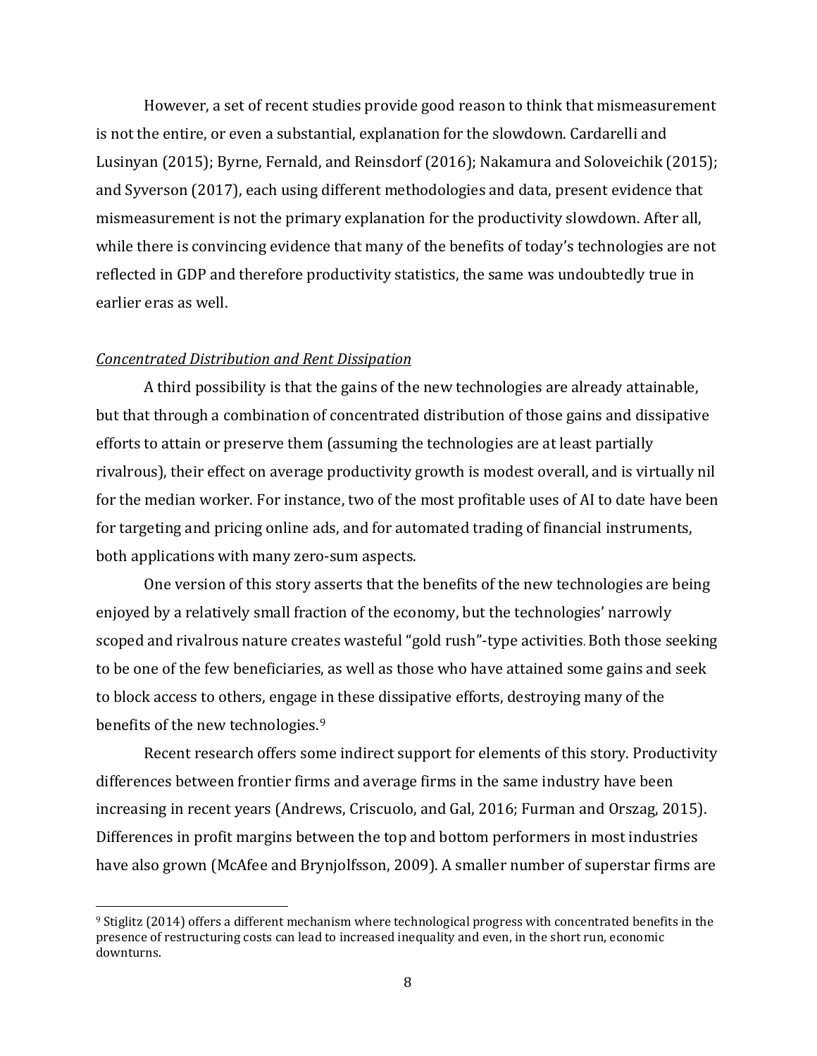However, a set of recent studies provide good reason to think that mismeasurement is not the entire, or even a substantial, explanation for the slowdown. Cardarelli and Lusinyan (2015); Byrne, Fernald, and Reinsdorf (2016); Nakamura and Soloveichik (2015); and Syverson (2017), each using different methodologies and data, present evidence that mismeasurement is not the primary explanation for the productivity slowdown. After all, while there is convincing evidence that many of the benefits of today's technologies are not reflected in GDP and therefore productivity statistics, the same was undoubtedly true in earlier eras as well.

*Concentrated Distribution and Rent Dissipation*

A third possibility is that the gains of the new technologies are already attainable, but that through a combination of concentrated distribution of those gains and dissipative efforts to attain or preserve them (assuming the technologies are at least partially rivalrous), their effect on average productivity growth is modest overall, and is virtually nil for the median worker. For instance, two of the most profitable uses of AI to date have been for targeting and pricing online ads, and for automated trading of financial instruments, both applications with many zero-sum aspects.

One version of this story asserts that the benefits of the new technologies are being enjoyed by a relatively small fraction of the economy, but the technologies' narrowly scoped and rivalrous nature creates wasteful "gold rush"-type activities. Both those seeking to be one of the few beneficiaries, as well as those who have attained some gains and seek to block access to others, engage in these dissipative efforts, destroying many of the benefits of the new technologies.[9]

Recent research offers some indirect support for elements of this story. Productivity differences between frontier firms and average firms in the same industry have been increasing in recent years (Andrews, Criscuolo, and Gal, 2016; Furman and Orszag, 2015). Differences in profit margins between the top and bottom performers in most industries have also grown (McAfee and Brynjolfsson, 2009). A smaller number of superstar firms are

[9] Stiglitz (2014) offers a different mechanism where technological progress with concentrated benefits in the presence of restructuring costs can lead to increased inequality and even, in the short run, economic downturns.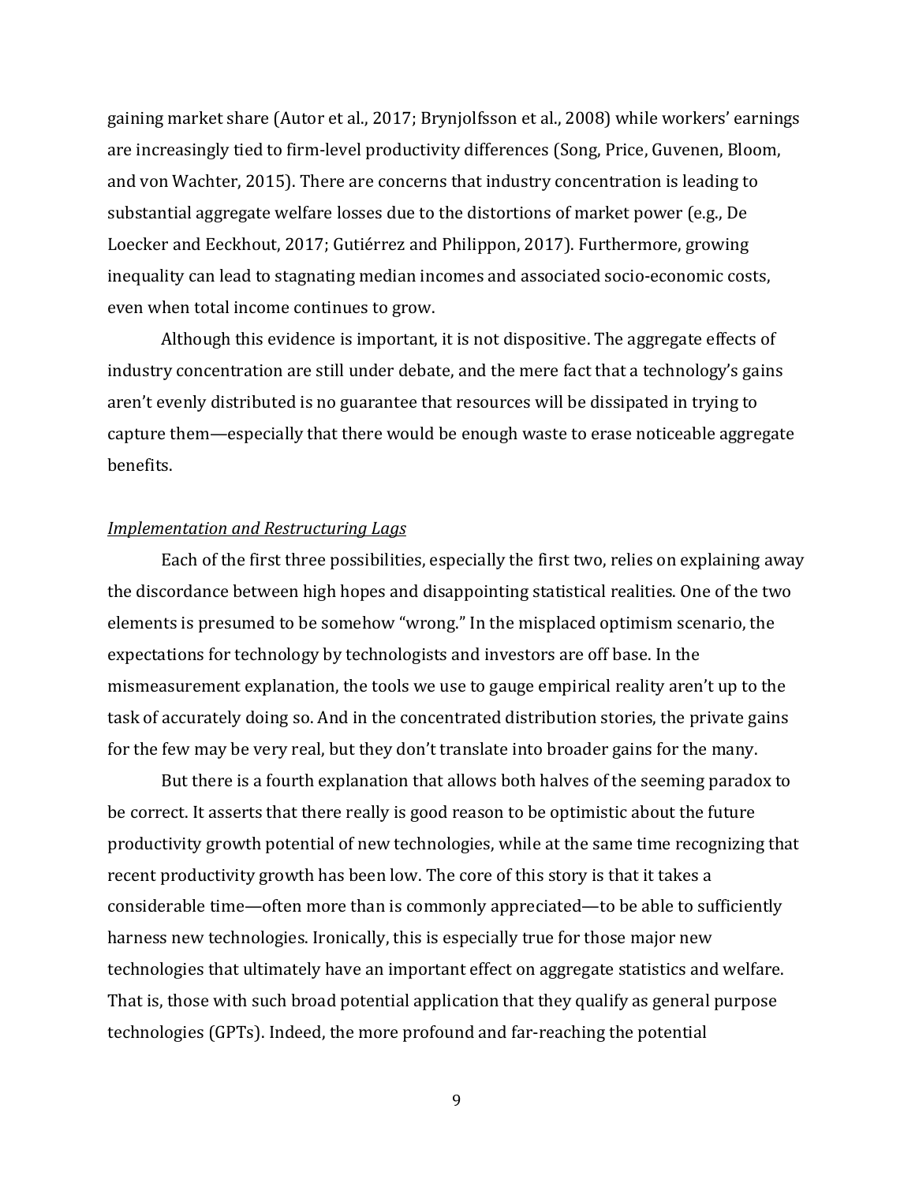gaining market share (Autor et al., 2017; Brynjolfsson et al., 2008) while workers' earnings are increasingly tied to firm-level productivity differences (Song, Price, Guvenen, Bloom, and von Wachter, 2015). There are concerns that industry concentration is leading to substantial aggregate welfare losses due to the distortions of market power (e.g., De Loecker and Eeckhout, 2017; Gutiérrez and Philippon, 2017). Furthermore, growing inequality can lead to stagnating median incomes and associated socio-economic costs, even when total income continues to grow.

Although this evidence is important, it is not dispositive. The aggregate effects of industry concentration are still under debate, and the mere fact that a technology's gains aren't evenly distributed is no guarantee that resources will be dissipated in trying to capture them—especially that there would be enough waste to erase noticeable aggregate benefits.

*Implementation and Restructuring Lags*

Each of the first three possibilities, especially the first two, relies on explaining away the discordance between high hopes and disappointing statistical realities. One of the two elements is presumed to be somehow "wrong." In the misplaced optimism scenario, the expectations for technology by technologists and investors are off base. In the mismeasurement explanation, the tools we use to gauge empirical reality aren't up to the task of accurately doing so. And in the concentrated distribution stories, the private gains for the few may be very real, but they don't translate into broader gains for the many.

But there is a fourth explanation that allows both halves of the seeming paradox to be correct. It asserts that there really is good reason to be optimistic about the future productivity growth potential of new technologies, while at the same time recognizing that recent productivity growth has been low. The core of this story is that it takes a considerable time—often more than is commonly appreciated—to be able to sufficiently harness new technologies. Ironically, this is especially true for those major new technologies that ultimately have an important effect on aggregate statistics and welfare. That is, those with such broad potential application that they qualify as general purpose technologies (GPTs). Indeed, the more profound and far-reaching the potential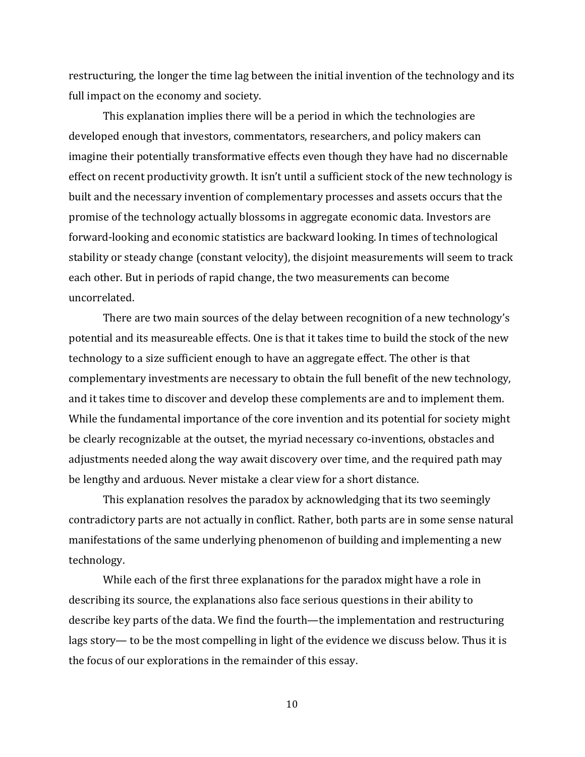restructuring, the longer the time lag between the initial invention of the technology and its full impact on the economy and society.

This explanation implies there will be a period in which the technologies are developed enough that investors, commentators, researchers, and policy makers can imagine their potentially transformative effects even though they have had no discernable effect on recent productivity growth. It isn't until a sufficient stock of the new technology is built and the necessary invention of complementary processes and assets occurs that the promise of the technology actually blossoms in aggregate economic data. Investors are forward-looking and economic statistics are backward looking. In times of technological stability or steady change (constant velocity), the disjoint measurements will seem to track each other. But in periods of rapid change, the two measurements can become uncorrelated.

There are two main sources of the delay between recognition of a new technology's potential and its measureable effects. One is that it takes time to build the stock of the new technology to a size sufficient enough to have an aggregate effect. The other is that complementary investments are necessary to obtain the full benefit of the new technology, and it takes time to discover and develop these complements are and to implement them. While the fundamental importance of the core invention and its potential for society might be clearly recognizable at the outset, the myriad necessary co-inventions, obstacles and adjustments needed along the way await discovery over time, and the required path may be lengthy and arduous. Never mistake a clear view for a short distance.

This explanation resolves the paradox by acknowledging that its two seemingly contradictory parts are not actually in conflict. Rather, both parts are in some sense natural manifestations of the same underlying phenomenon of building and implementing a new technology.

While each of the first three explanations for the paradox might have a role in describing its source, the explanations also face serious questions in their ability to describe key parts of the data. We find the fourth—the implementation and restructuring lags story— to be the most compelling in light of the evidence we discuss below. Thus it is the focus of our explorations in the remainder of this essay.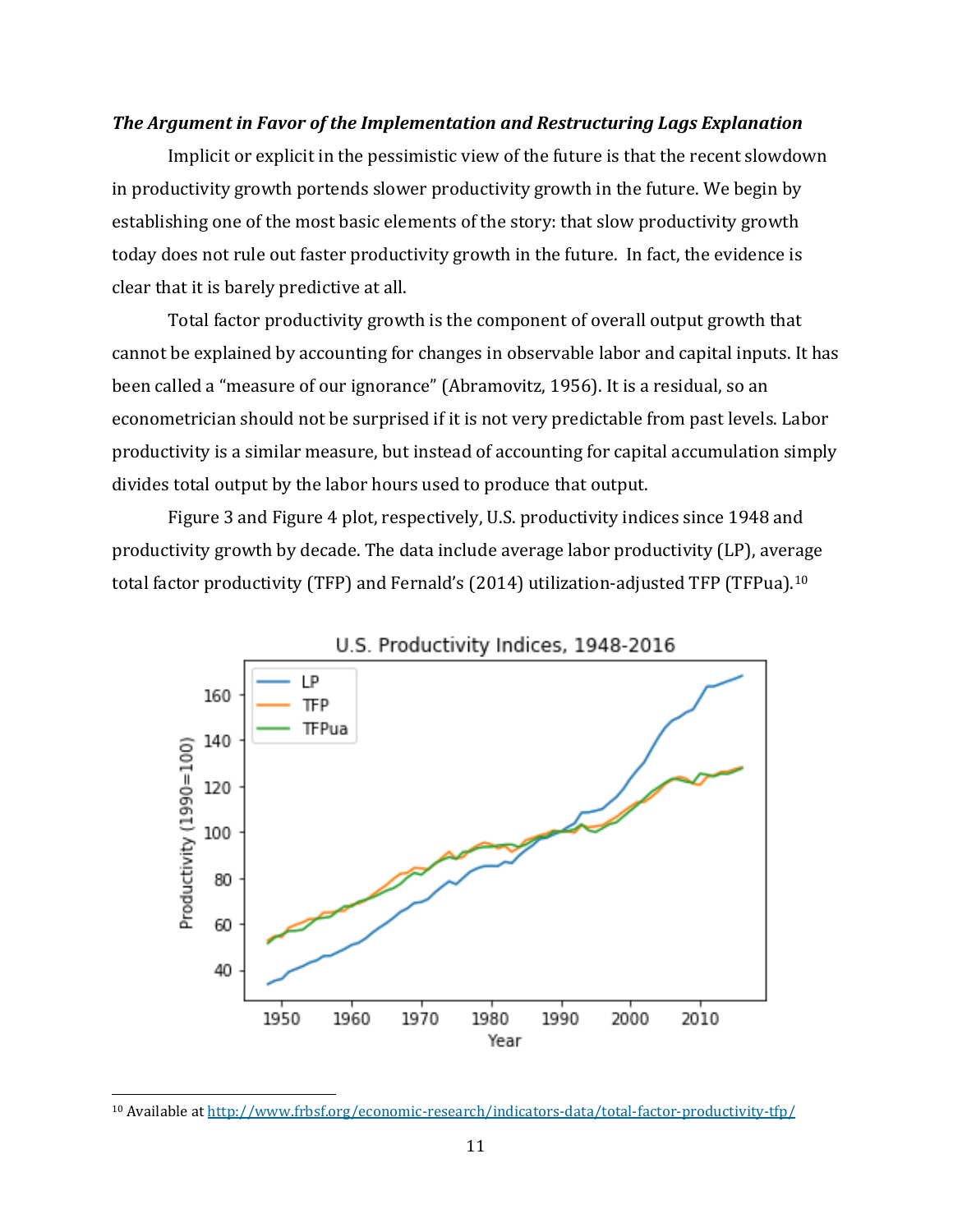***The Argument in Favor of the Implementation and Restructuring Lags Explanation***

Implicit or explicit in the pessimistic view of the future is that the recent slowdown in productivity growth portends slower productivity growth in the future. We begin by establishing one of the most basic elements of the story: that slow productivity growth today does not rule out faster productivity growth in the future. In fact, the evidence is clear that it is barely predictive at all.

Total factor productivity growth is the component of overall output growth that cannot be explained by accounting for changes in observable labor and capital inputs. It has been called a "measure of our ignorance" (Abramovitz, 1956). It is a residual, so an econometrician should not be surprised if it is not very predictable from past levels. Labor productivity is a similar measure, but instead of accounting for capital accumulation simply divides total output by the labor hours used to produce that output.

Figure 3 and Figure 4 plot, respectively, U.S. productivity indices since 1948 and productivity growth by decade. The data include average labor productivity (LP), average total factor productivity (TFP) and Fernald's (2014) utilization-adjusted TFP (TFPua).[10]

[10] Available at http://www.frbsf.org/economic-research/indicators-data/total-factor-productivity-tfp/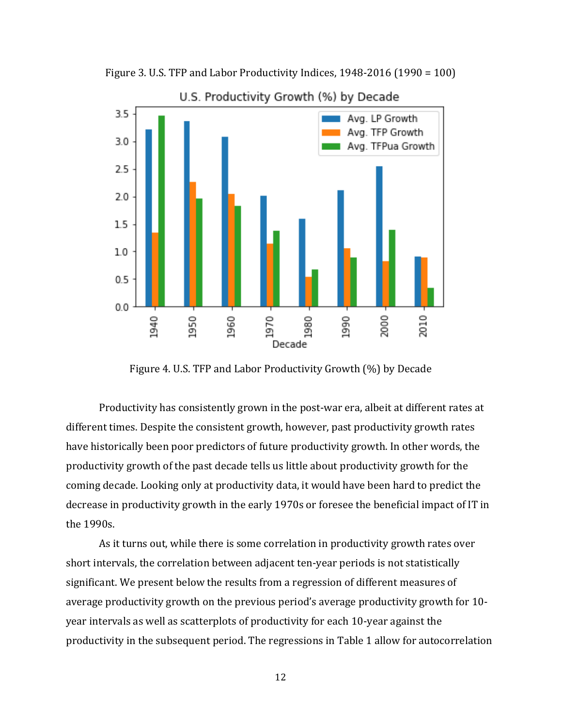Figure 3. U.S. TFP and Labor Productivity Indices, 1948-2016 (1990 = 100)

Figure 4. U.S. TFP and Labor Productivity Growth (%) by Decade

Productivity has consistently grown in the post-war era, albeit at different rates at different times. Despite the consistent growth, however, past productivity growth rates have historically been poor predictors of future productivity growth. In other words, the productivity growth of the past decade tells us little about productivity growth for the coming decade. Looking only at productivity data, it would have been hard to predict the decrease in productivity growth in the early 1970s or foresee the beneficial impact of IT in the 1990s.

As it turns out, while there is some correlation in productivity growth rates over short intervals, the correlation between adjacent ten-year periods is not statistically significant. We present below the results from a regression of different measures of average productivity growth on the previous period's average productivity growth for 10-year intervals as well as scatterplots of productivity for each 10-year against the productivity in the subsequent period. The regressions in Table 1 allow for autocorrelation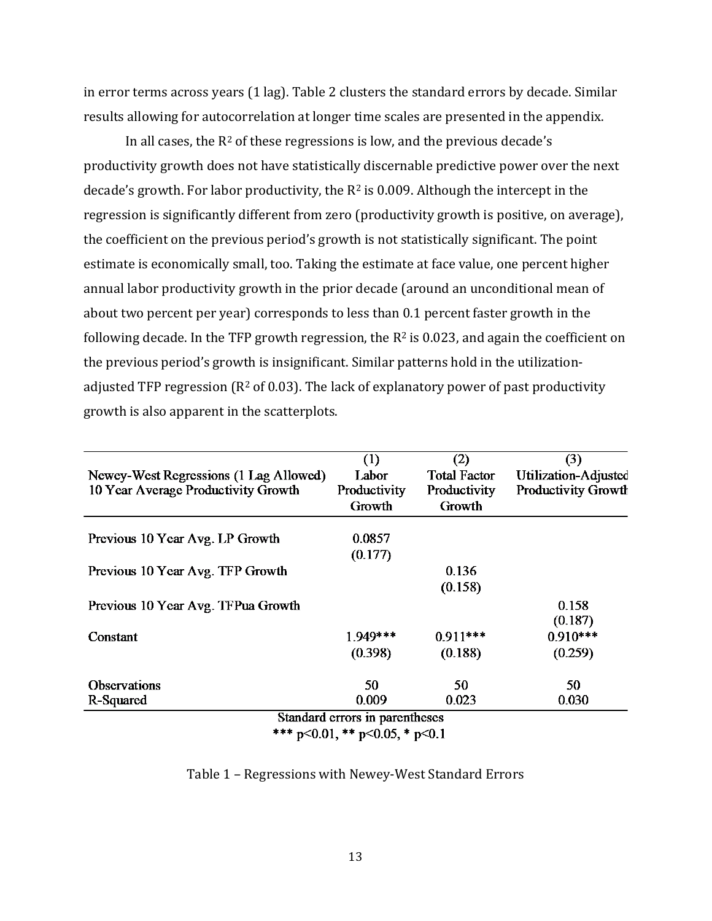in error terms across years (1 lag). Table 2 clusters the standard errors by decade. Similar results allowing for autocorrelation at longer time scales are presented in the appendix.

In all cases, the $R^2$ of these regressions is low, and the previous decade's productivity growth does not have statistically discernable predictive power over the next decade's growth. For labor productivity, the $R^2$ is 0.009. Although the intercept in the regression is significantly different from zero (productivity growth is positive, on average), the coefficient on the previous period's growth is not statistically significant. The point estimate is economically small, too. Taking the estimate at face value, one percent higher annual labor productivity growth in the prior decade (around an unconditional mean of about two percent per year) corresponds to less than 0.1 percent faster growth in the following decade. In the TFP growth regression, the $R^2$ is 0.023, and again the coefficient on the previous period's growth is insignificant. Similar patterns hold in the utilization-adjusted TFP regression ($R^2$ of 0.03). The lack of explanatory power of past productivity growth is also apparent in the scatterplots.

| Newey-West Regressions (1 Lag Allowed) 10 Year Average Productivity Growth | (1) Labor Productivity Growth | (2) Total Factor Productivity Growth | (3) Utilization-Adjusted Productivity Growth |
|---|---|---|---|
| Previous 10 Year Avg. LP Growth | 0.0857 | | |
| | (0.177) | | |
| Previous 10 Year Avg. TFP Growth | | 0.136 | |
| | | (0.158) | |
| Previous 10 Year Avg. TFPua Growth | | | 0.158 |
| | | | (0.187) |
| Constant | 1.949*** | 0.911*** | 0.910*** |
| | (0.398) | (0.188) | (0.259) |
| Observations | 50 | 50 | 50 |
| R-Squared | 0.009 | 0.023 | 0.030 |

Standard errors in parentheses
*** p<0.01, ** p<0.05, * p<0.1

Table 1 – Regressions with Newey-West Standard Errors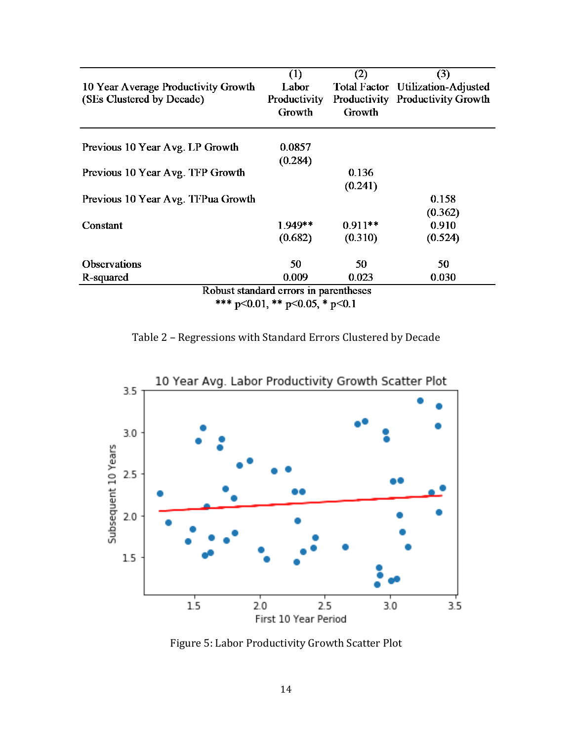| 10 Year Average Productivity Growth (SEs Clustered by Decade) | (1) Labor Productivity Growth | (2) Total Factor Productivity Growth | (3) Utilization-Adjusted Productivity Growth |
|---|---|---|---|
| Previous 10 Year Avg. LP Growth | 0.0857 | | |
| | (0.284) | | |
| Previous 10 Year Avg. TFP Growth | | 0.136 | |
| | | (0.241) | |
| Previous 10 Year Avg. TFPua Growth | | | 0.158 |
| | | | (0.362) |
| Constant | 1.949** | 0.911** | 0.910 |
| | (0.682) | (0.310) | (0.524) |
| Observations | 50 | 50 | 50 |
| R-squared | 0.009 | 0.023 | 0.030 |

Robust standard errors in parentheses
*** p<0.01, ** p<0.05, * p<0.1

Table 2 – Regressions with Standard Errors Clustered by Decade

Figure 5: Labor Productivity Growth Scatter Plot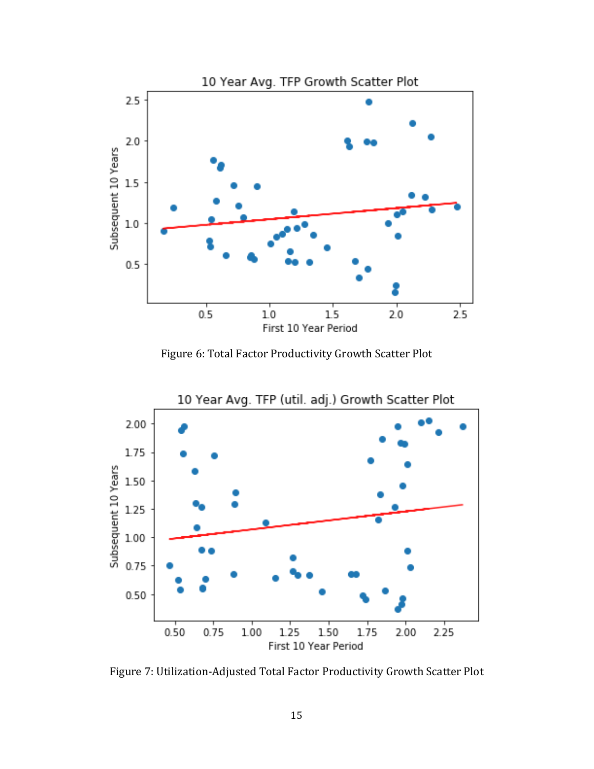Figure 6: Total Factor Productivity Growth Scatter Plot

Figure 7: Utilization-Adjusted Total Factor Productivity Growth Scatter Plot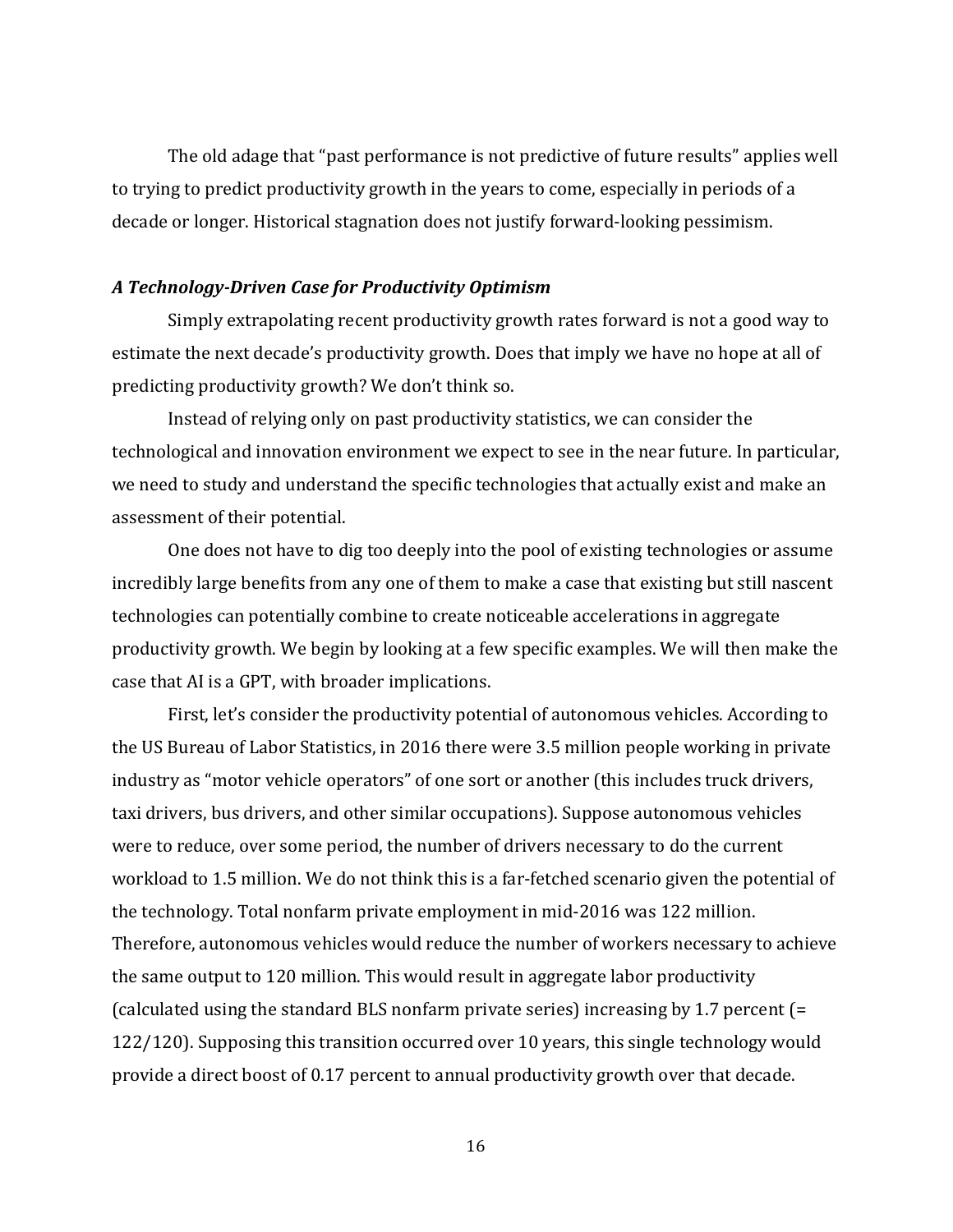The old adage that "past performance is not predictive of future results" applies well to trying to predict productivity growth in the years to come, especially in periods of a decade or longer. Historical stagnation does not justify forward-looking pessimism.

### *A Technology-Driven Case for Productivity Optimism*

Simply extrapolating recent productivity growth rates forward is not a good way to estimate the next decade's productivity growth. Does that imply we have no hope at all of predicting productivity growth? We don't think so.

Instead of relying only on past productivity statistics, we can consider the technological and innovation environment we expect to see in the near future. In particular, we need to study and understand the specific technologies that actually exist and make an assessment of their potential.

One does not have to dig too deeply into the pool of existing technologies or assume incredibly large benefits from any one of them to make a case that existing but still nascent technologies can potentially combine to create noticeable accelerations in aggregate productivity growth. We begin by looking at a few specific examples. We will then make the case that AI is a GPT, with broader implications.

First, let's consider the productivity potential of autonomous vehicles. According to the US Bureau of Labor Statistics, in 2016 there were 3.5 million people working in private industry as "motor vehicle operators" of one sort or another (this includes truck drivers, taxi drivers, bus drivers, and other similar occupations). Suppose autonomous vehicles were to reduce, over some period, the number of drivers necessary to do the current workload to 1.5 million. We do not think this is a far-fetched scenario given the potential of the technology. Total nonfarm private employment in mid-2016 was 122 million. Therefore, autonomous vehicles would reduce the number of workers necessary to achieve the same output to 120 million. This would result in aggregate labor productivity (calculated using the standard BLS nonfarm private series) increasing by 1.7 percent (= 122/120). Supposing this transition occurred over 10 years, this single technology would provide a direct boost of 0.17 percent to annual productivity growth over that decade.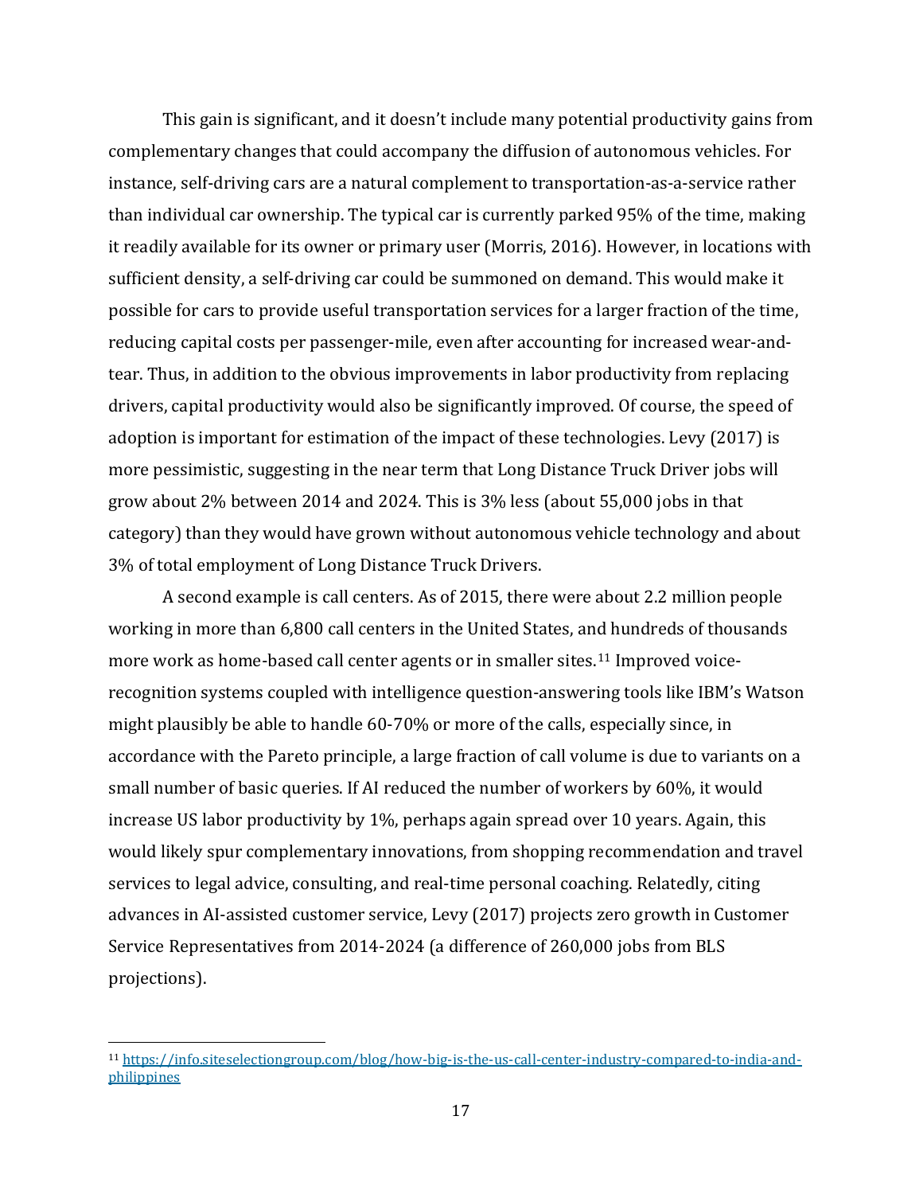This gain is significant, and it doesn't include many potential productivity gains from complementary changes that could accompany the diffusion of autonomous vehicles. For instance, self-driving cars are a natural complement to transportation-as-a-service rather than individual car ownership. The typical car is currently parked 95% of the time, making it readily available for its owner or primary user (Morris, 2016). However, in locations with sufficient density, a self-driving car could be summoned on demand. This would make it possible for cars to provide useful transportation services for a larger fraction of the time, reducing capital costs per passenger-mile, even after accounting for increased wear-and-tear. Thus, in addition to the obvious improvements in labor productivity from replacing drivers, capital productivity would also be significantly improved. Of course, the speed of adoption is important for estimation of the impact of these technologies. Levy (2017) is more pessimistic, suggesting in the near term that Long Distance Truck Driver jobs will grow about 2% between 2014 and 2024. This is 3% less (about 55,000 jobs in that category) than they would have grown without autonomous vehicle technology and about 3% of total employment of Long Distance Truck Drivers.

A second example is call centers. As of 2015, there were about 2.2 million people working in more than 6,800 call centers in the United States, and hundreds of thousands more work as home-based call center agents or in smaller sites.[11] Improved voice-recognition systems coupled with intelligence question-answering tools like IBM's Watson might plausibly be able to handle 60-70% or more of the calls, especially since, in accordance with the Pareto principle, a large fraction of call volume is due to variants on a small number of basic queries. If AI reduced the number of workers by 60%, it would increase US labor productivity by 1%, perhaps again spread over 10 years. Again, this would likely spur complementary innovations, from shopping recommendation and travel services to legal advice, consulting, and real-time personal coaching. Relatedly, citing advances in AI-assisted customer service, Levy (2017) projects zero growth in Customer Service Representatives from 2014-2024 (a difference of 260,000 jobs from BLS projections).

[11] https://info.siteselectiongroup.com/blog/how-big-is-the-us-call-center-industry-compared-to-india-and-philippines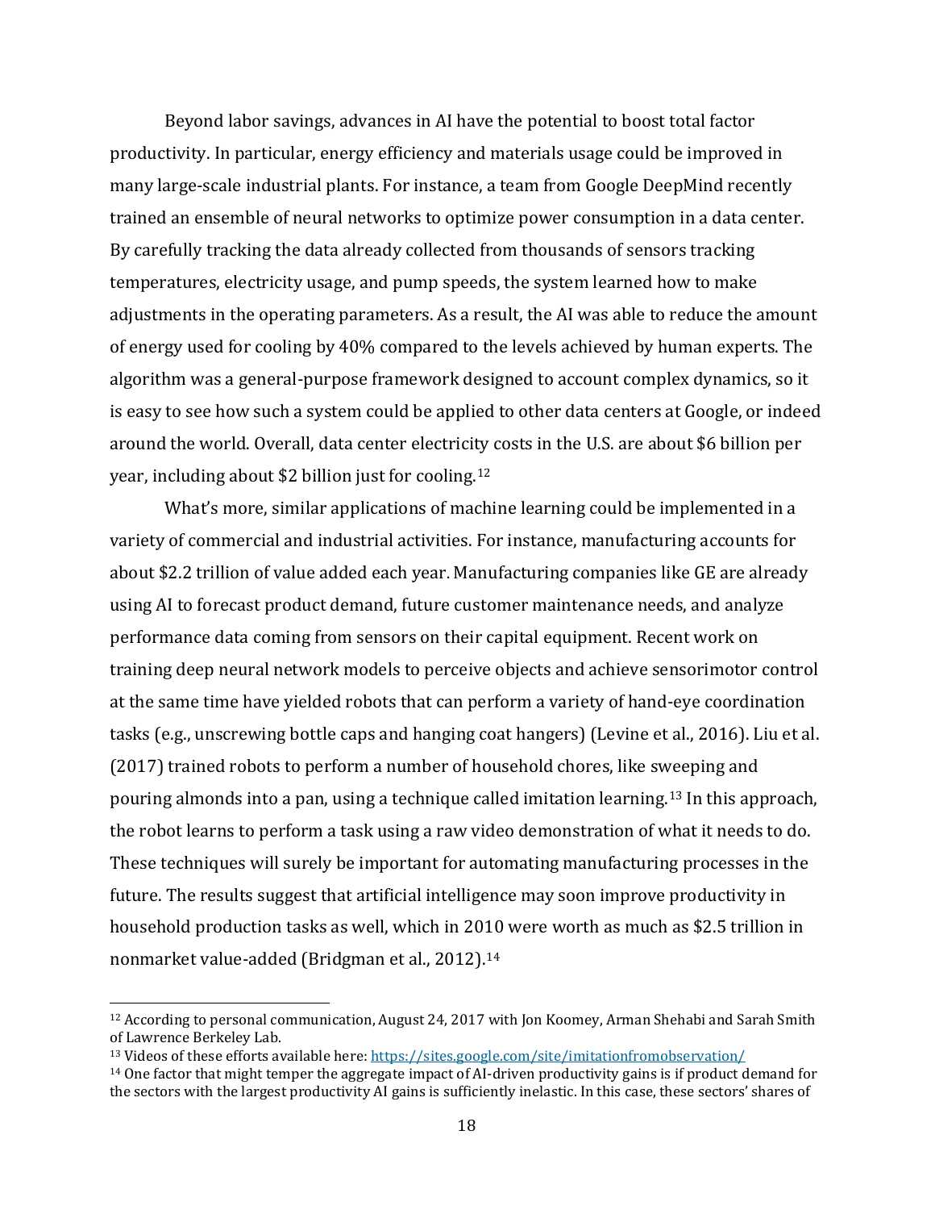Beyond labor savings, advances in AI have the potential to boost total factor productivity. In particular, energy efficiency and materials usage could be improved in many large-scale industrial plants. For instance, a team from Google DeepMind recently trained an ensemble of neural networks to optimize power consumption in a data center. By carefully tracking the data already collected from thousands of sensors tracking temperatures, electricity usage, and pump speeds, the system learned how to make adjustments in the operating parameters. As a result, the AI was able to reduce the amount of energy used for cooling by 40% compared to the levels achieved by human experts. The algorithm was a general-purpose framework designed to account complex dynamics, so it is easy to see how such a system could be applied to other data centers at Google, or indeed around the world. Overall, data center electricity costs in the U.S. are about $6 billion per year, including about $2 billion just for cooling.[12]

What's more, similar applications of machine learning could be implemented in a variety of commercial and industrial activities. For instance, manufacturing accounts for about $2.2 trillion of value added each year. Manufacturing companies like GE are already using AI to forecast product demand, future customer maintenance needs, and analyze performance data coming from sensors on their capital equipment. Recent work on training deep neural network models to perceive objects and achieve sensorimotor control at the same time have yielded robots that can perform a variety of hand-eye coordination tasks (e.g., unscrewing bottle caps and hanging coat hangers) (Levine et al., 2016). Liu et al. (2017) trained robots to perform a number of household chores, like sweeping and pouring almonds into a pan, using a technique called imitation learning.[13] In this approach, the robot learns to perform a task using a raw video demonstration of what it needs to do. These techniques will surely be important for automating manufacturing processes in the future. The results suggest that artificial intelligence may soon improve productivity in household production tasks as well, which in 2010 were worth as much as $2.5 trillion in nonmarket value-added (Bridgman et al., 2012).[14]

---

[12] According to personal communication, August 24, 2017 with Jon Koomey, Arman Shehabi and Sarah Smith of Lawrence Berkeley Lab.

[13] Videos of these efforts available here: https://sites.google.com/site/imitationfromobservation/

[14] One factor that might temper the aggregate impact of AI-driven productivity gains is if product demand for the sectors with the largest productivity AI gains is sufficiently inelastic. In this case, these sectors' shares of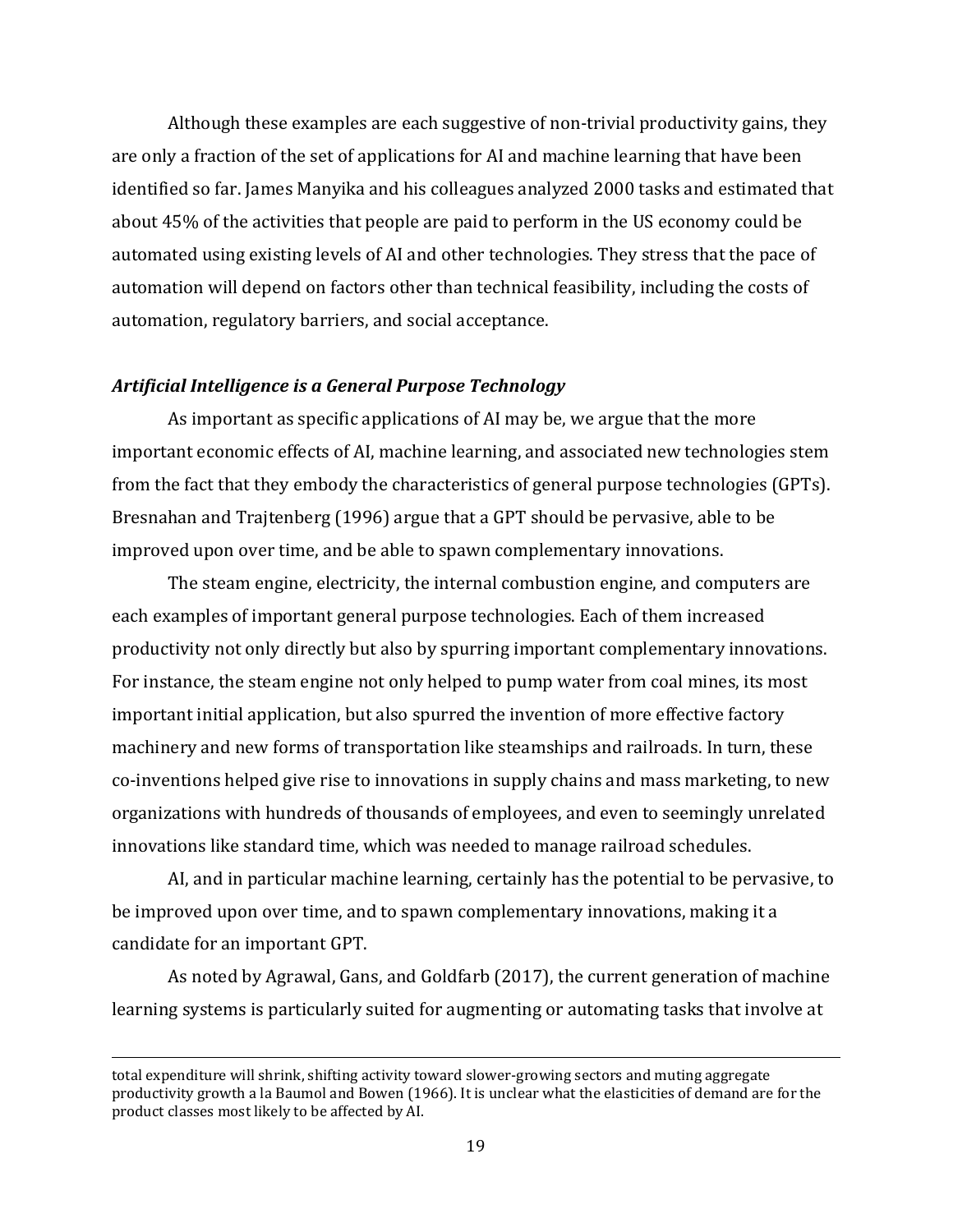Although these examples are each suggestive of non-trivial productivity gains, they are only a fraction of the set of applications for AI and machine learning that have been identified so far. James Manyika and his colleagues analyzed 2000 tasks and estimated that about 45% of the activities that people are paid to perform in the US economy could be automated using existing levels of AI and other technologies. They stress that the pace of automation will depend on factors other than technical feasibility, including the costs of automation, regulatory barriers, and social acceptance.

### *Artificial Intelligence is a General Purpose Technology*

As important as specific applications of AI may be, we argue that the more important economic effects of AI, machine learning, and associated new technologies stem from the fact that they embody the characteristics of general purpose technologies (GPTs). Bresnahan and Trajtenberg (1996) argue that a GPT should be pervasive, able to be improved upon over time, and be able to spawn complementary innovations.

The steam engine, electricity, the internal combustion engine, and computers are each examples of important general purpose technologies. Each of them increased productivity not only directly but also by spurring important complementary innovations. For instance, the steam engine not only helped to pump water from coal mines, its most important initial application, but also spurred the invention of more effective factory machinery and new forms of transportation like steamships and railroads. In turn, these co-inventions helped give rise to innovations in supply chains and mass marketing, to new organizations with hundreds of thousands of employees, and even to seemingly unrelated innovations like standard time, which was needed to manage railroad schedules.

AI, and in particular machine learning, certainly has the potential to be pervasive, to be improved upon over time, and to spawn complementary innovations, making it a candidate for an important GPT.

As noted by Agrawal, Gans, and Goldfarb (2017), the current generation of machine learning systems is particularly suited for augmenting or automating tasks that involve at

---

total expenditure will shrink, shifting activity toward slower-growing sectors and muting aggregate productivity growth a la Baumol and Bowen (1966). It is unclear what the elasticities of demand are for the product classes most likely to be affected by AI.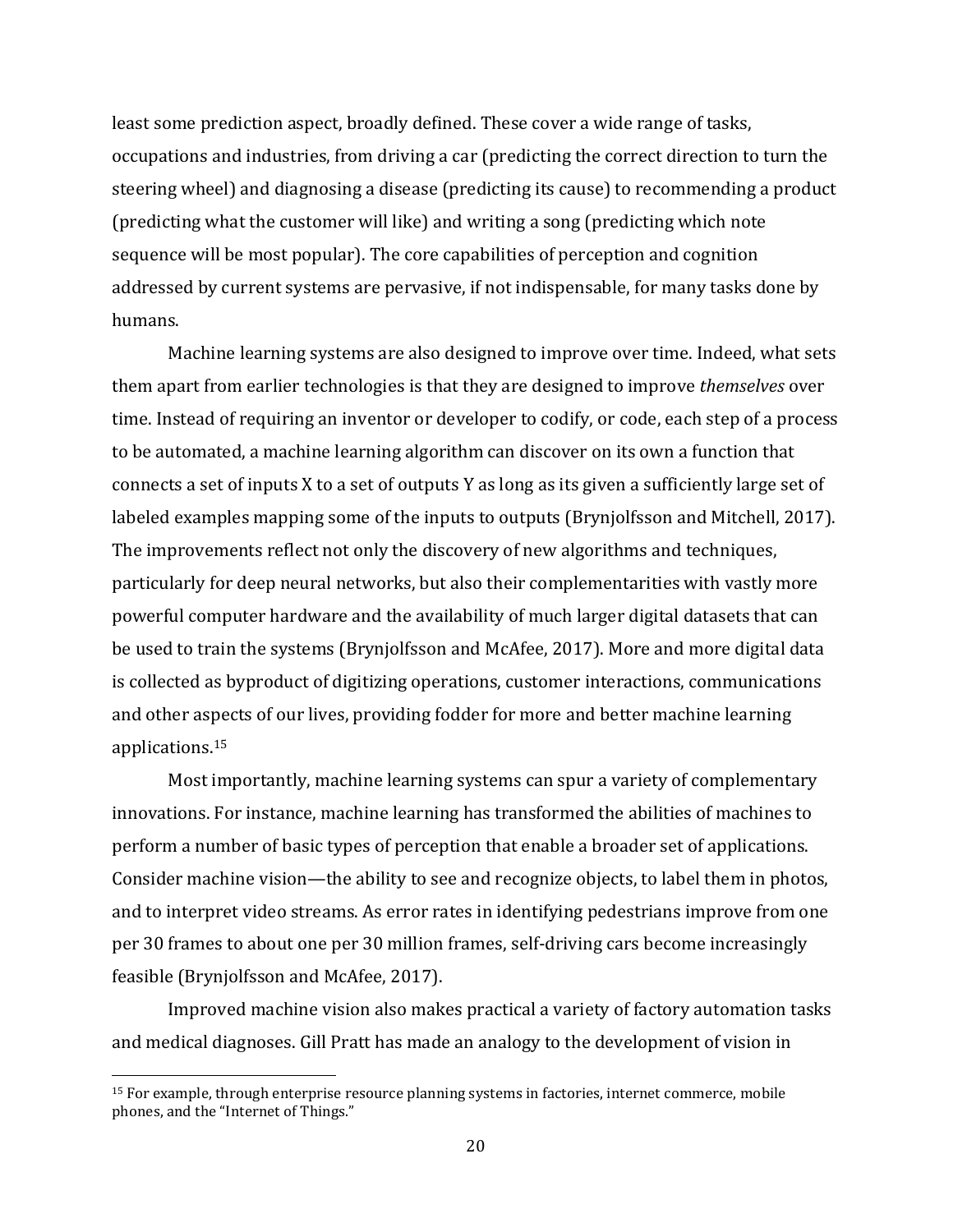least some prediction aspect, broadly defined. These cover a wide range of tasks, occupations and industries, from driving a car (predicting the correct direction to turn the steering wheel) and diagnosing a disease (predicting its cause) to recommending a product (predicting what the customer will like) and writing a song (predicting which note sequence will be most popular). The core capabilities of perception and cognition addressed by current systems are pervasive, if not indispensable, for many tasks done by humans.

Machine learning systems are also designed to improve over time. Indeed, what sets them apart from earlier technologies is that they are designed to improve *themselves* over time. Instead of requiring an inventor or developer to codify, or code, each step of a process to be automated, a machine learning algorithm can discover on its own a function that connects a set of inputs X to a set of outputs Y as long as its given a sufficiently large set of labeled examples mapping some of the inputs to outputs (Brynjolfsson and Mitchell, 2017). The improvements reflect not only the discovery of new algorithms and techniques, particularly for deep neural networks, but also their complementarities with vastly more powerful computer hardware and the availability of much larger digital datasets that can be used to train the systems (Brynjolfsson and McAfee, 2017). More and more digital data is collected as byproduct of digitizing operations, customer interactions, communications and other aspects of our lives, providing fodder for more and better machine learning applications.[15]

Most importantly, machine learning systems can spur a variety of complementary innovations. For instance, machine learning has transformed the abilities of machines to perform a number of basic types of perception that enable a broader set of applications. Consider machine vision—the ability to see and recognize objects, to label them in photos, and to interpret video streams. As error rates in identifying pedestrians improve from one per 30 frames to about one per 30 million frames, self-driving cars become increasingly feasible (Brynjolfsson and McAfee, 2017).

Improved machine vision also makes practical a variety of factory automation tasks and medical diagnoses. Gill Pratt has made an analogy to the development of vision in

[15] For example, through enterprise resource planning systems in factories, internet commerce, mobile phones, and the "Internet of Things."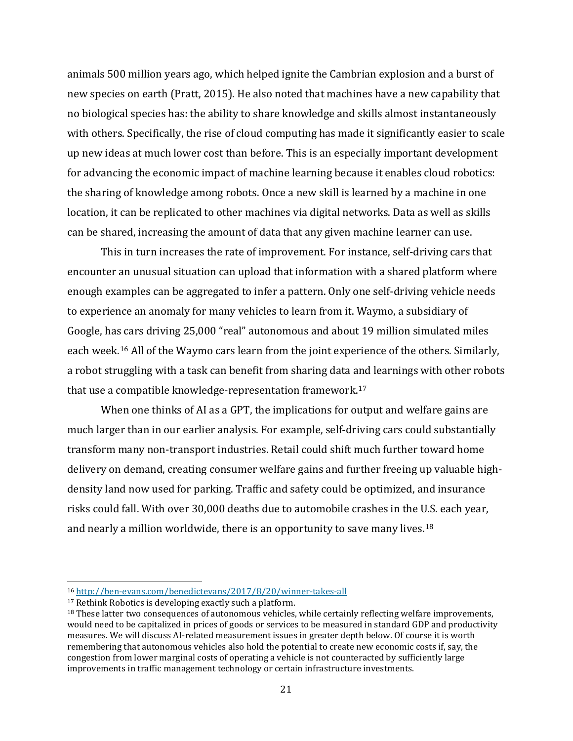animals 500 million years ago, which helped ignite the Cambrian explosion and a burst of new species on earth (Pratt, 2015). He also noted that machines have a new capability that no biological species has: the ability to share knowledge and skills almost instantaneously with others. Specifically, the rise of cloud computing has made it significantly easier to scale up new ideas at much lower cost than before. This is an especially important development for advancing the economic impact of machine learning because it enables cloud robotics: the sharing of knowledge among robots. Once a new skill is learned by a machine in one location, it can be replicated to other machines via digital networks. Data as well as skills can be shared, increasing the amount of data that any given machine learner can use.

This in turn increases the rate of improvement. For instance, self-driving cars that encounter an unusual situation can upload that information with a shared platform where enough examples can be aggregated to infer a pattern. Only one self-driving vehicle needs to experience an anomaly for many vehicles to learn from it. Waymo, a subsidiary of Google, has cars driving 25,000 "real" autonomous and about 19 million simulated miles each week.[16] All of the Waymo cars learn from the joint experience of the others. Similarly, a robot struggling with a task can benefit from sharing data and learnings with other robots that use a compatible knowledge-representation framework.[17]

When one thinks of AI as a GPT, the implications for output and welfare gains are much larger than in our earlier analysis. For example, self-driving cars could substantially transform many non-transport industries. Retail could shift much further toward home delivery on demand, creating consumer welfare gains and further freeing up valuable high-density land now used for parking. Traffic and safety could be optimized, and insurance risks could fall. With over 30,000 deaths due to automobile crashes in the U.S. each year, and nearly a million worldwide, there is an opportunity to save many lives.[18]

---

[16] http://ben-evans.com/benedictevans/2017/8/20/winner-takes-all

[17] Rethink Robotics is developing exactly such a platform.

[18] These latter two consequences of autonomous vehicles, while certainly reflecting welfare improvements, would need to be capitalized in prices of goods or services to be measured in standard GDP and productivity measures. We will discuss AI-related measurement issues in greater depth below. Of course it is worth remembering that autonomous vehicles also hold the potential to create new economic costs if, say, the congestion from lower marginal costs of operating a vehicle is not counteracted by sufficiently large improvements in traffic management technology or certain infrastructure investments.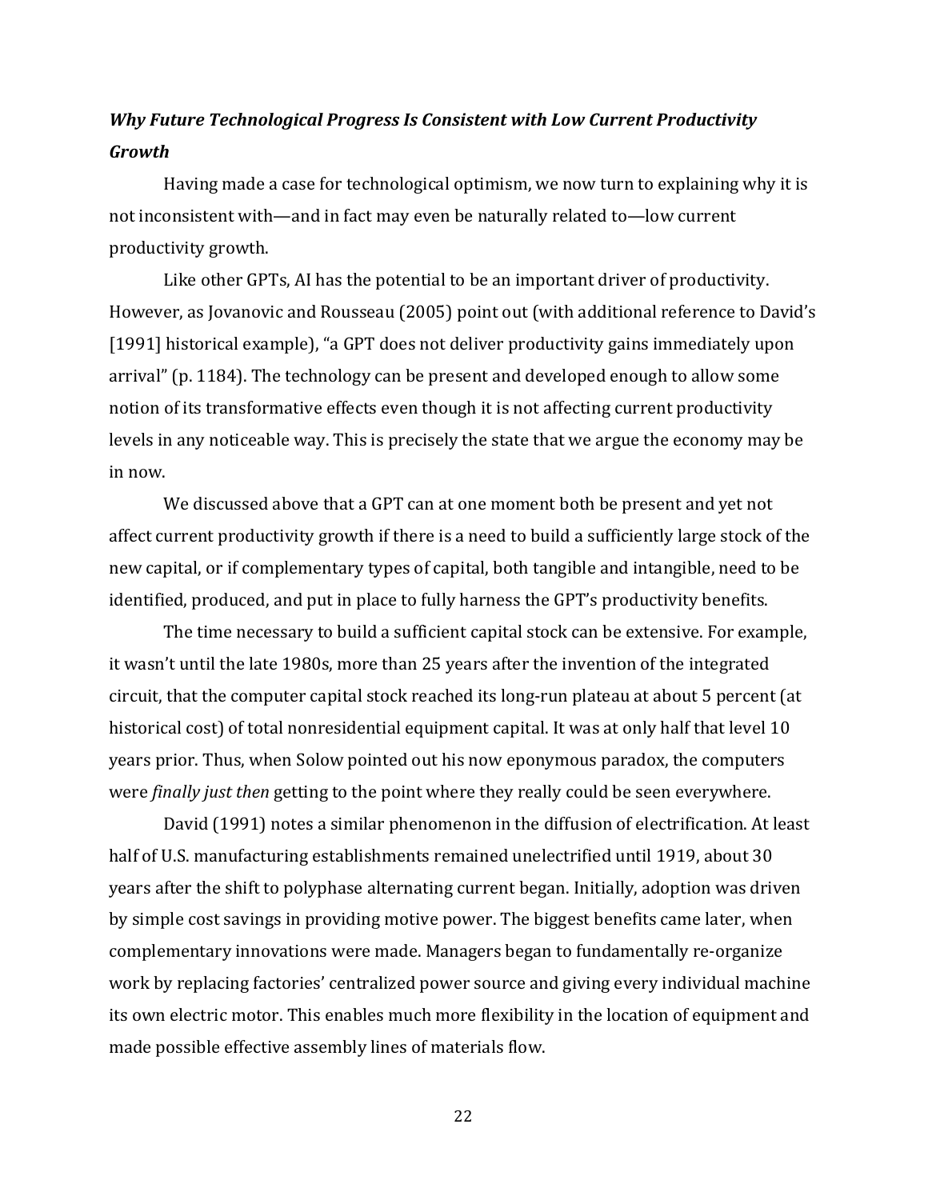### *Why Future Technological Progress Is Consistent with Low Current Productivity Growth*

Having made a case for technological optimism, we now turn to explaining why it is not inconsistent with—and in fact may even be naturally related to—low current productivity growth.

Like other GPTs, AI has the potential to be an important driver of productivity. However, as Jovanovic and Rousseau (2005) point out (with additional reference to David's [1991] historical example), "a GPT does not deliver productivity gains immediately upon arrival" (p. 1184). The technology can be present and developed enough to allow some notion of its transformative effects even though it is not affecting current productivity levels in any noticeable way. This is precisely the state that we argue the economy may be in now.

We discussed above that a GPT can at one moment both be present and yet not affect current productivity growth if there is a need to build a sufficiently large stock of the new capital, or if complementary types of capital, both tangible and intangible, need to be identified, produced, and put in place to fully harness the GPT's productivity benefits.

The time necessary to build a sufficient capital stock can be extensive. For example, it wasn't until the late 1980s, more than 25 years after the invention of the integrated circuit, that the computer capital stock reached its long-run plateau at about 5 percent (at historical cost) of total nonresidential equipment capital. It was at only half that level 10 years prior. Thus, when Solow pointed out his now eponymous paradox, the computers were *finally just then* getting to the point where they really could be seen everywhere.

David (1991) notes a similar phenomenon in the diffusion of electrification. At least half of U.S. manufacturing establishments remained unelectrified until 1919, about 30 years after the shift to polyphase alternating current began. Initially, adoption was driven by simple cost savings in providing motive power. The biggest benefits came later, when complementary innovations were made. Managers began to fundamentally re-organize work by replacing factories' centralized power source and giving every individual machine its own electric motor. This enables much more flexibility in the location of equipment and made possible effective assembly lines of materials flow.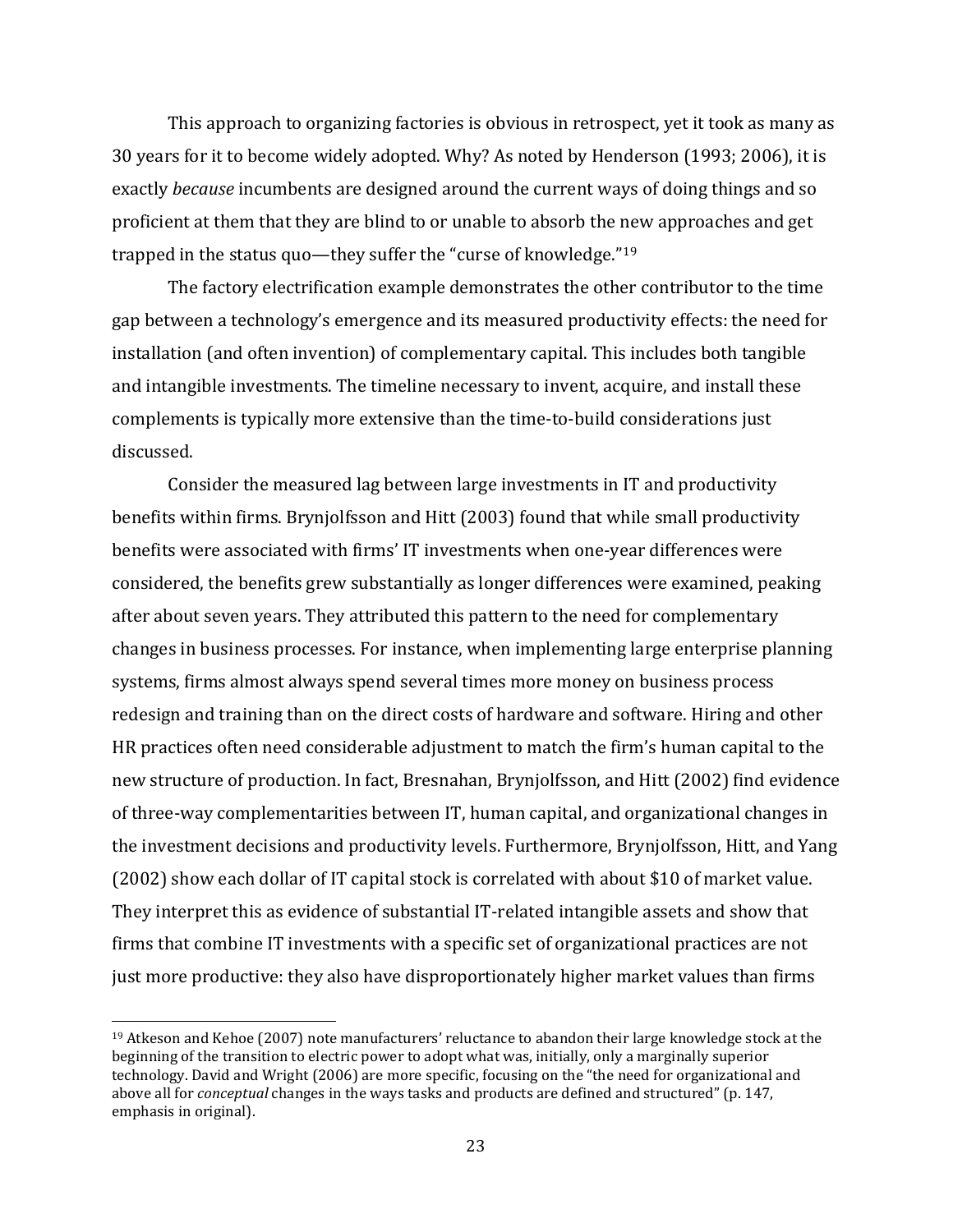This approach to organizing factories is obvious in retrospect, yet it took as many as 30 years for it to become widely adopted. Why? As noted by Henderson (1993; 2006), it is exactly *because* incumbents are designed around the current ways of doing things and so proficient at them that they are blind to or unable to absorb the new approaches and get trapped in the status quo—they suffer the "curse of knowledge."[19]

The factory electrification example demonstrates the other contributor to the time gap between a technology's emergence and its measured productivity effects: the need for installation (and often invention) of complementary capital. This includes both tangible and intangible investments. The timeline necessary to invent, acquire, and install these complements is typically more extensive than the time-to-build considerations just discussed.

Consider the measured lag between large investments in IT and productivity benefits within firms. Brynjolfsson and Hitt (2003) found that while small productivity benefits were associated with firms' IT investments when one-year differences were considered, the benefits grew substantially as longer differences were examined, peaking after about seven years. They attributed this pattern to the need for complementary changes in business processes. For instance, when implementing large enterprise planning systems, firms almost always spend several times more money on business process redesign and training than on the direct costs of hardware and software. Hiring and other HR practices often need considerable adjustment to match the firm's human capital to the new structure of production. In fact, Bresnahan, Brynjolfsson, and Hitt (2002) find evidence of three-way complementarities between IT, human capital, and organizational changes in the investment decisions and productivity levels. Furthermore, Brynjolfsson, Hitt, and Yang (2002) show each dollar of IT capital stock is correlated with about $10 of market value. They interpret this as evidence of substantial IT-related intangible assets and show that firms that combine IT investments with a specific set of organizational practices are not just more productive: they also have disproportionately higher market values than firms

[19] Atkeson and Kehoe (2007) note manufacturers' reluctance to abandon their large knowledge stock at the beginning of the transition to electric power to adopt what was, initially, only a marginally superior technology. David and Wright (2006) are more specific, focusing on the "the need for organizational and above all for *conceptual* changes in the ways tasks and products are defined and structured" (p. 147, emphasis in original).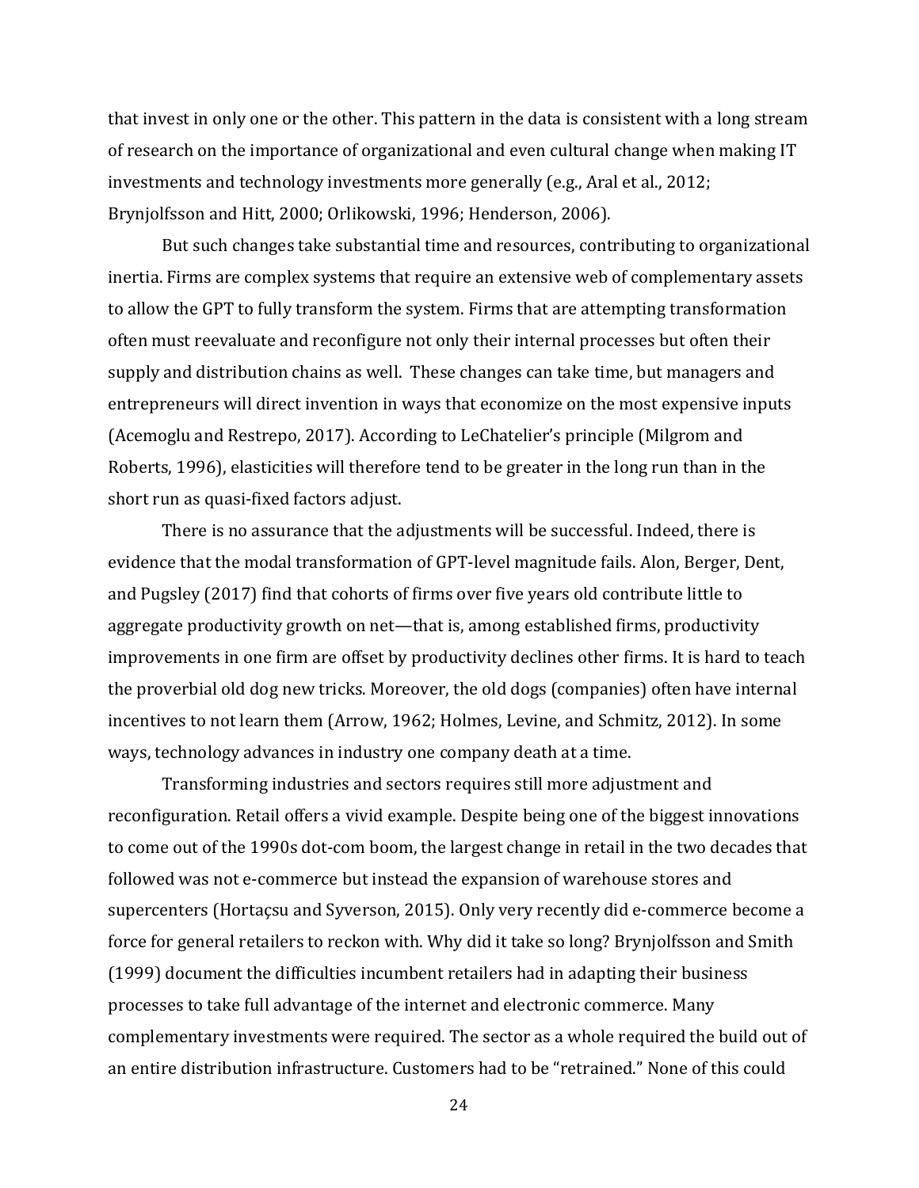that invest in only one or the other. This pattern in the data is consistent with a long stream of research on the importance of organizational and even cultural change when making IT investments and technology investments more generally (e.g., Aral et al., 2012; Brynjolfsson and Hitt, 2000; Orlikowski, 1996; Henderson, 2006).

But such changes take substantial time and resources, contributing to organizational inertia. Firms are complex systems that require an extensive web of complementary assets to allow the GPT to fully transform the system. Firms that are attempting transformation often must reevaluate and reconfigure not only their internal processes but often their supply and distribution chains as well. These changes can take time, but managers and entrepreneurs will direct invention in ways that economize on the most expensive inputs (Acemoglu and Restrepo, 2017). According to LeChatelier's principle (Milgrom and Roberts, 1996), elasticities will therefore tend to be greater in the long run than in the short run as quasi-fixed factors adjust.

There is no assurance that the adjustments will be successful. Indeed, there is evidence that the modal transformation of GPT-level magnitude fails. Alon, Berger, Dent, and Pugsley (2017) find that cohorts of firms over five years old contribute little to aggregate productivity growth on net—that is, among established firms, productivity improvements in one firm are offset by productivity declines other firms. It is hard to teach the proverbial old dog new tricks. Moreover, the old dogs (companies) often have internal incentives to not learn them (Arrow, 1962; Holmes, Levine, and Schmitz, 2012). In some ways, technology advances in industry one company death at a time.

Transforming industries and sectors requires still more adjustment and reconfiguration. Retail offers a vivid example. Despite being one of the biggest innovations to come out of the 1990s dot-com boom, the largest change in retail in the two decades that followed was not e-commerce but instead the expansion of warehouse stores and supercenters (Hortaçsu and Syverson, 2015). Only very recently did e-commerce become a force for general retailers to reckon with. Why did it take so long? Brynjolfsson and Smith (1999) document the difficulties incumbent retailers had in adapting their business processes to take full advantage of the internet and electronic commerce. Many complementary investments were required. The sector as a whole required the build out of an entire distribution infrastructure. Customers had to be "retrained." None of this could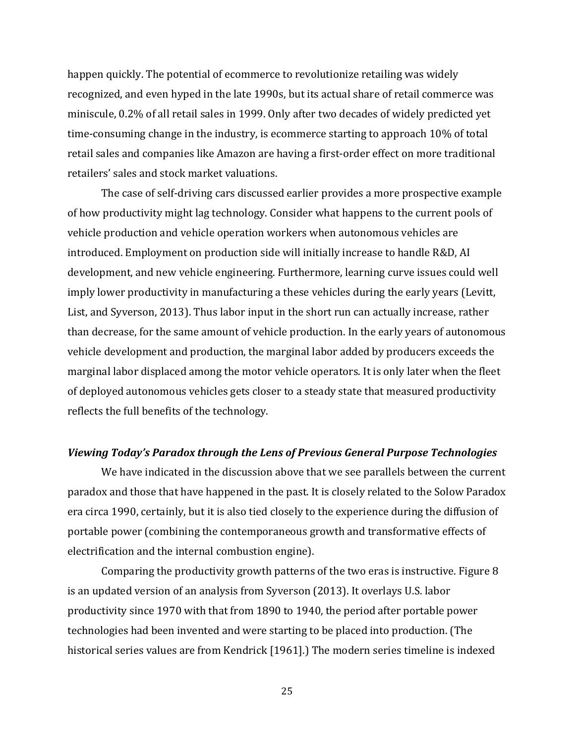happen quickly. The potential of ecommerce to revolutionize retailing was widely recognized, and even hyped in the late 1990s, but its actual share of retail commerce was miniscule, 0.2% of all retail sales in 1999. Only after two decades of widely predicted yet time-consuming change in the industry, is ecommerce starting to approach 10% of total retail sales and companies like Amazon are having a first-order effect on more traditional retailers' sales and stock market valuations.

The case of self-driving cars discussed earlier provides a more prospective example of how productivity might lag technology. Consider what happens to the current pools of vehicle production and vehicle operation workers when autonomous vehicles are introduced. Employment on production side will initially increase to handle R&D, AI development, and new vehicle engineering. Furthermore, learning curve issues could well imply lower productivity in manufacturing a these vehicles during the early years (Levitt, List, and Syverson, 2013). Thus labor input in the short run can actually increase, rather than decrease, for the same amount of vehicle production. In the early years of autonomous vehicle development and production, the marginal labor added by producers exceeds the marginal labor displaced among the motor vehicle operators. It is only later when the fleet of deployed autonomous vehicles gets closer to a steady state that measured productivity reflects the full benefits of the technology.

### *Viewing Today's Paradox through the Lens of Previous General Purpose Technologies*

We have indicated in the discussion above that we see parallels between the current paradox and those that have happened in the past. It is closely related to the Solow Paradox era circa 1990, certainly, but it is also tied closely to the experience during the diffusion of portable power (combining the contemporaneous growth and transformative effects of electrification and the internal combustion engine).

Comparing the productivity growth patterns of the two eras is instructive. Figure 8 is an updated version of an analysis from Syverson (2013). It overlays U.S. labor productivity since 1970 with that from 1890 to 1940, the period after portable power technologies had been invented and were starting to be placed into production. (The historical series values are from Kendrick [1961].) The modern series timeline is indexed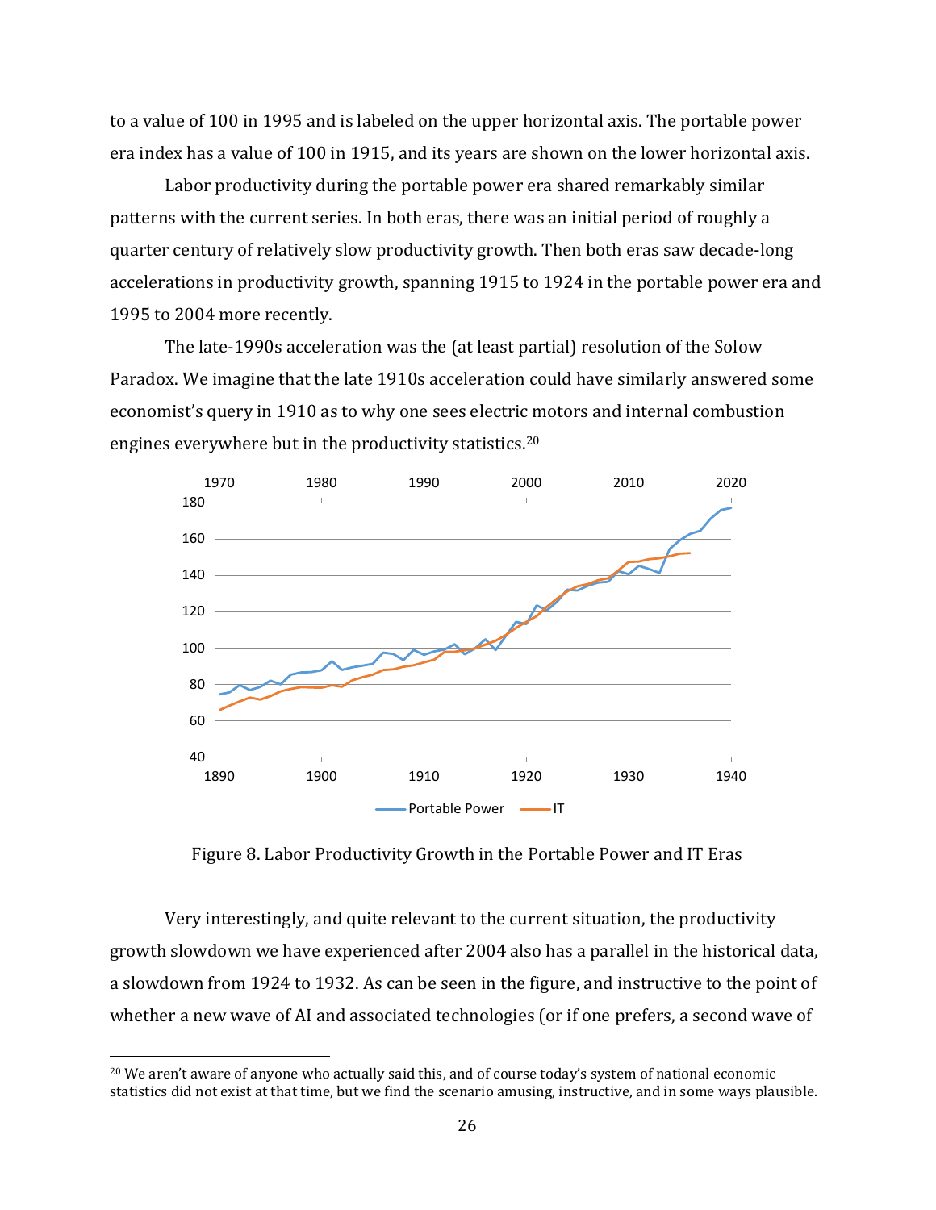to a value of 100 in 1995 and is labeled on the upper horizontal axis. The portable power era index has a value of 100 in 1915, and its years are shown on the lower horizontal axis.

Labor productivity during the portable power era shared remarkably similar patterns with the current series. In both eras, there was an initial period of roughly a quarter century of relatively slow productivity growth. Then both eras saw decade-long accelerations in productivity growth, spanning 1915 to 1924 in the portable power era and 1995 to 2004 more recently.

The late-1990s acceleration was the (at least partial) resolution of the Solow Paradox. We imagine that the late 1910s acceleration could have similarly answered some economist's query in 1910 as to why one sees electric motors and internal combustion engines everywhere but in the productivity statistics.[20]

Figure 8. Labor Productivity Growth in the Portable Power and IT Eras

Very interestingly, and quite relevant to the current situation, the productivity growth slowdown we have experienced after 2004 also has a parallel in the historical data, a slowdown from 1924 to 1932. As can be seen in the figure, and instructive to the point of whether a new wave of AI and associated technologies (or if one prefers, a second wave of

[20] We aren't aware of anyone who actually said this, and of course today's system of national economic statistics did not exist at that time, but we find the scenario amusing, instructive, and in some ways plausible.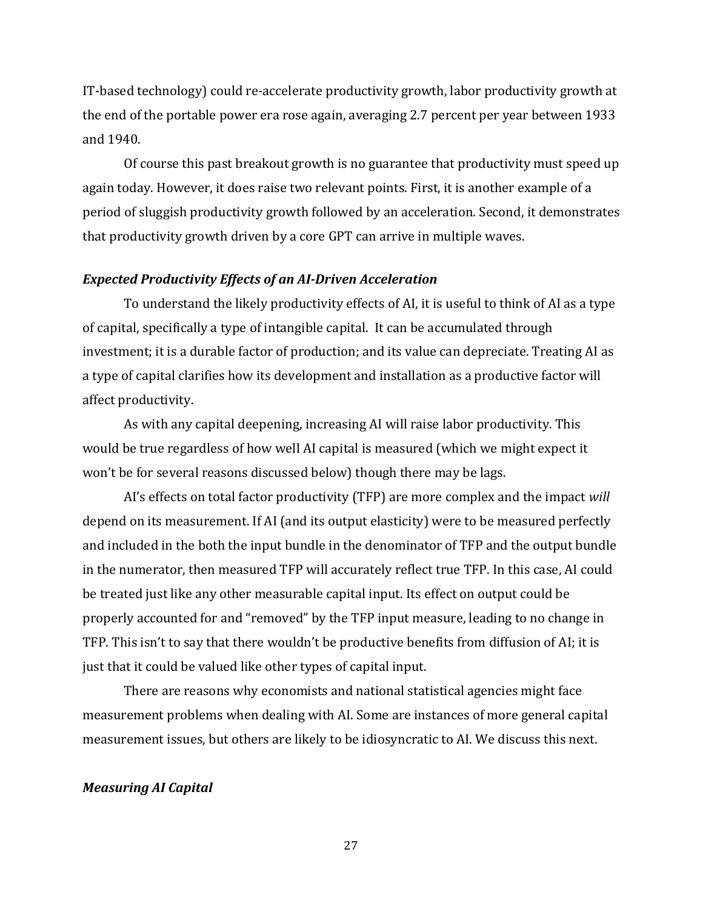IT-based technology) could re-accelerate productivity growth, labor productivity growth at the end of the portable power era rose again, averaging 2.7 percent per year between 1933 and 1940.

Of course this past breakout growth is no guarantee that productivity must speed up again today. However, it does raise two relevant points. First, it is another example of a period of sluggish productivity growth followed by an acceleration. Second, it demonstrates that productivity growth driven by a core GPT can arrive in multiple waves.

***Expected Productivity Effects of an AI-Driven Acceleration***

To understand the likely productivity effects of AI, it is useful to think of AI as a type of capital, specifically a type of intangible capital. It can be accumulated through investment; it is a durable factor of production; and its value can depreciate. Treating AI as a type of capital clarifies how its development and installation as a productive factor will affect productivity.

As with any capital deepening, increasing AI will raise labor productivity. This would be true regardless of how well AI capital is measured (which we might expect it won't be for several reasons discussed below) though there may be lags.

AI's effects on total factor productivity (TFP) are more complex and the impact *will* depend on its measurement. If AI (and its output elasticity) were to be measured perfectly and included in the both the input bundle in the denominator of TFP and the output bundle in the numerator, then measured TFP will accurately reflect true TFP. In this case, AI could be treated just like any other measurable capital input. Its effect on output could be properly accounted for and "removed" by the TFP input measure, leading to no change in TFP. This isn't to say that there wouldn't be productive benefits from diffusion of AI; it is just that it could be valued like other types of capital input.

There are reasons why economists and national statistical agencies might face measurement problems when dealing with AI. Some are instances of more general capital measurement issues, but others are likely to be idiosyncratic to AI. We discuss this next.

***Measuring AI Capital***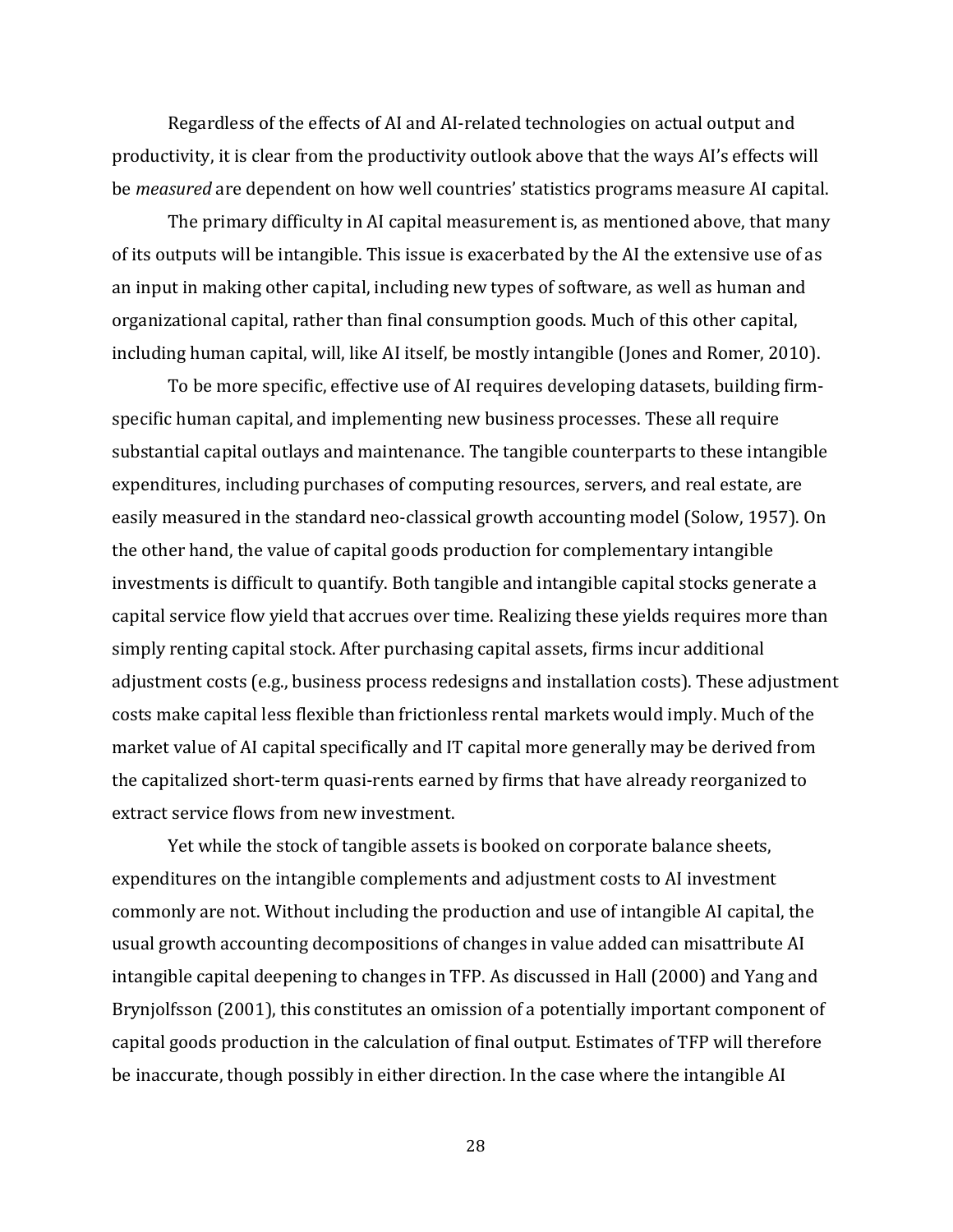Regardless of the effects of AI and AI-related technologies on actual output and productivity, it is clear from the productivity outlook above that the ways AI's effects will be *measured* are dependent on how well countries' statistics programs measure AI capital.

The primary difficulty in AI capital measurement is, as mentioned above, that many of its outputs will be intangible. This issue is exacerbated by the AI the extensive use of as an input in making other capital, including new types of software, as well as human and organizational capital, rather than final consumption goods. Much of this other capital, including human capital, will, like AI itself, be mostly intangible (Jones and Romer, 2010).

To be more specific, effective use of AI requires developing datasets, building firm-specific human capital, and implementing new business processes. These all require substantial capital outlays and maintenance. The tangible counterparts to these intangible expenditures, including purchases of computing resources, servers, and real estate, are easily measured in the standard neo-classical growth accounting model (Solow, 1957). On the other hand, the value of capital goods production for complementary intangible investments is difficult to quantify. Both tangible and intangible capital stocks generate a capital service flow yield that accrues over time. Realizing these yields requires more than simply renting capital stock. After purchasing capital assets, firms incur additional adjustment costs (e.g., business process redesigns and installation costs). These adjustment costs make capital less flexible than frictionless rental markets would imply. Much of the market value of AI capital specifically and IT capital more generally may be derived from the capitalized short-term quasi-rents earned by firms that have already reorganized to extract service flows from new investment.

Yet while the stock of tangible assets is booked on corporate balance sheets, expenditures on the intangible complements and adjustment costs to AI investment commonly are not. Without including the production and use of intangible AI capital, the usual growth accounting decompositions of changes in value added can misattribute AI intangible capital deepening to changes in TFP. As discussed in Hall (2000) and Yang and Brynjolfsson (2001), this constitutes an omission of a potentially important component of capital goods production in the calculation of final output. Estimates of TFP will therefore be inaccurate, though possibly in either direction. In the case where the intangible AI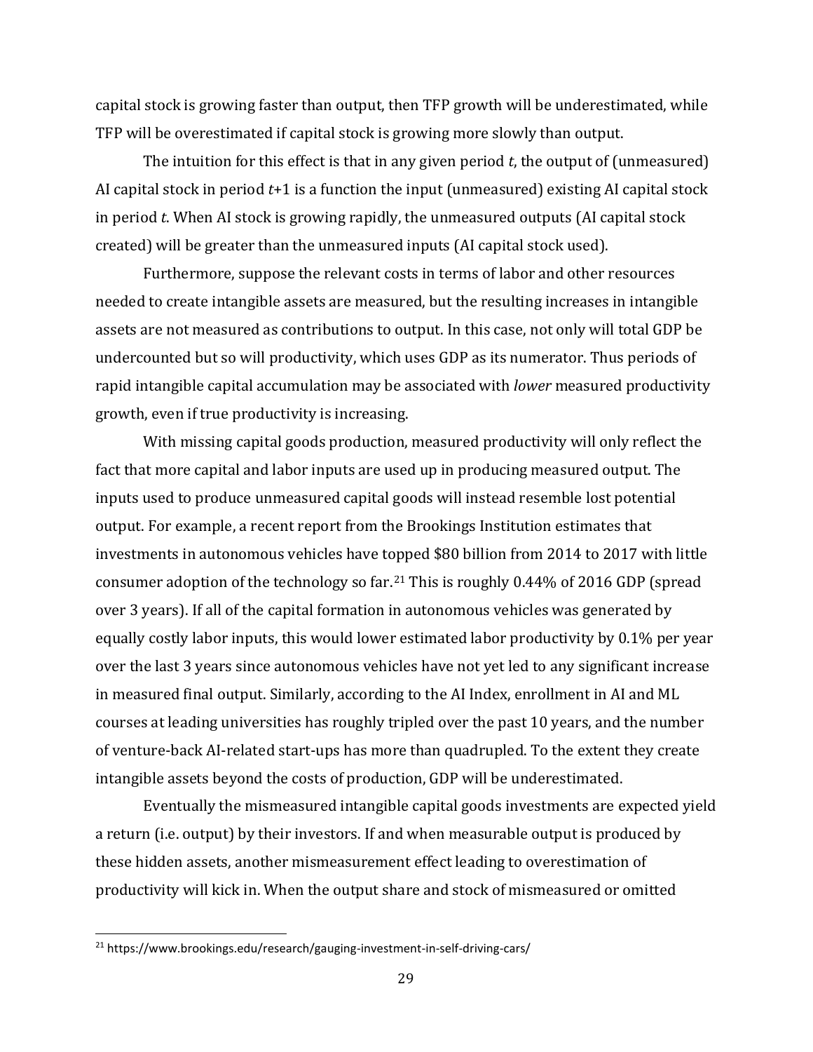capital stock is growing faster than output, then TFP growth will be underestimated, while TFP will be overestimated if capital stock is growing more slowly than output.

The intuition for this effect is that in any given period *t*, the output of (unmeasured) AI capital stock in period *t*+1 is a function the input (unmeasured) existing AI capital stock in period *t*. When AI stock is growing rapidly, the unmeasured outputs (AI capital stock created) will be greater than the unmeasured inputs (AI capital stock used).

Furthermore, suppose the relevant costs in terms of labor and other resources needed to create intangible assets are measured, but the resulting increases in intangible assets are not measured as contributions to output. In this case, not only will total GDP be undercounted but so will productivity, which uses GDP as its numerator. Thus periods of rapid intangible capital accumulation may be associated with *lower* measured productivity growth, even if true productivity is increasing.

With missing capital goods production, measured productivity will only reflect the fact that more capital and labor inputs are used up in producing measured output. The inputs used to produce unmeasured capital goods will instead resemble lost potential output. For example, a recent report from the Brookings Institution estimates that investments in autonomous vehicles have topped \$80 billion from 2014 to 2017 with little consumer adoption of the technology so far.[21] This is roughly 0.44% of 2016 GDP (spread over 3 years). If all of the capital formation in autonomous vehicles was generated by equally costly labor inputs, this would lower estimated labor productivity by 0.1% per year over the last 3 years since autonomous vehicles have not yet led to any significant increase in measured final output. Similarly, according to the AI Index, enrollment in AI and ML courses at leading universities has roughly tripled over the past 10 years, and the number of venture-back AI-related start-ups has more than quadrupled. To the extent they create intangible assets beyond the costs of production, GDP will be underestimated.

Eventually the mismeasured intangible capital goods investments are expected yield a return (i.e. output) by their investors. If and when measurable output is produced by these hidden assets, another mismeasurement effect leading to overestimation of productivity will kick in. When the output share and stock of mismeasured or omitted

[21] https://www.brookings.edu/research/gauging-investment-in-self-driving-cars/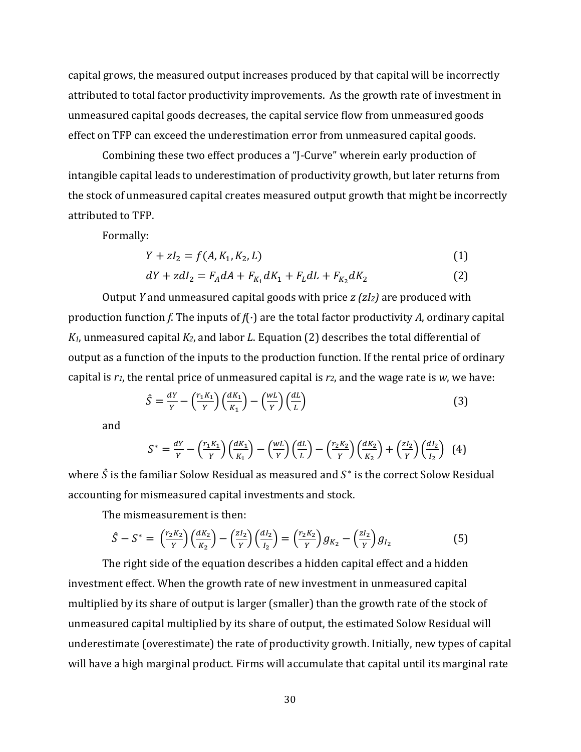capital grows, the measured output increases produced by that capital will be incorrectly attributed to total factor productivity improvements. As the growth rate of investment in unmeasured capital goods decreases, the capital service flow from unmeasured goods effect on TFP can exceed the underestimation error from unmeasured capital goods.

Combining these two effect produces a "J-Curve" wherein early production of intangible capital leads to underestimation of productivity growth, but later returns from the stock of unmeasured capital creates measured output growth that might be incorrectly attributed to TFP.

Formally:

$$Y + zI_2 = f(A, K_1, K_2, L) \tag{1}$$

$$dY + z dI_2 = F_A dA + F_{K_1} dK_1 + F_L dL + F_{K_2} dK_2 \tag{2}$$

Output $Y$ and unmeasured capital goods with price $z$ $(zI_2)$ are produced with production function $f$. The inputs of $f(\cdot)$ are the total factor productivity $A$, ordinary capital $K_1$, unmeasured capital $K_2$, and labor $L$. Equation (2) describes the total differential of output as a function of the inputs to the production function. If the rental price of ordinary capital is $r_1$, the rental price of unmeasured capital is $r_2$, and the wage rate is $w$, we have:

$$\hat{S} = \frac{dY}{Y} - \left(\frac{r_1 K_1}{Y}\right)\left(\frac{dK_1}{K_1}\right) - \left(\frac{wL}{Y}\right)\left(\frac{dL}{L}\right) \tag{3}$$

and

$$S^* = \frac{dY}{Y} - \left(\frac{r_1 K_1}{Y}\right)\left(\frac{dK_1}{K_1}\right) - \left(\frac{wL}{Y}\right)\left(\frac{dL}{L}\right) - \left(\frac{r_2 K_2}{Y}\right)\left(\frac{dK_2}{K_2}\right) + \left(\frac{zI_2}{Y}\right)\left(\frac{dI_2}{I_2}\right) \tag{4}$$

where $\hat{S}$ is the familiar Solow Residual as measured and $S^*$ is the correct Solow Residual accounting for mismeasured capital investments and stock.

The mismeasurement is then:

$$\hat{S} - S^* = \left(\frac{r_2 K_2}{Y}\right)\left(\frac{dK_2}{K_2}\right) - \left(\frac{zI_2}{Y}\right)\left(\frac{dI_2}{I_2}\right) = \left(\frac{r_2 K_2}{Y}\right) g_{K_2} - \left(\frac{zI_2}{Y}\right) g_{I_2} \tag{5}$$

The right side of the equation describes a hidden capital effect and a hidden investment effect. When the growth rate of new investment in unmeasured capital multiplied by its share of output is larger (smaller) than the growth rate of the stock of unmeasured capital multiplied by its share of output, the estimated Solow Residual will underestimate (overestimate) the rate of productivity growth. Initially, new types of capital will have a high marginal product. Firms will accumulate that capital until its marginal rate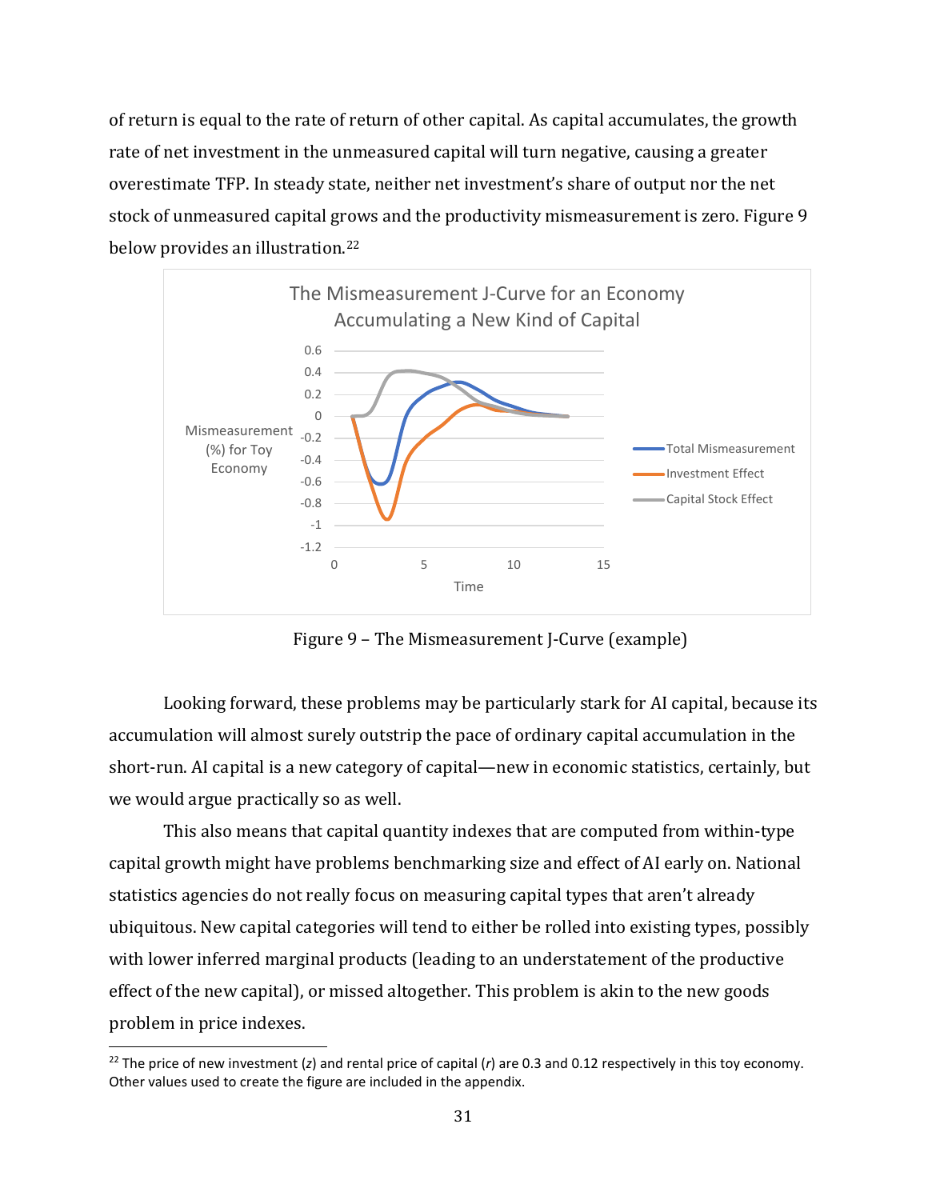of return is equal to the rate of return of other capital. As capital accumulates, the growth rate of net investment in the unmeasured capital will turn negative, causing a greater overestimate TFP. In steady state, neither net investment's share of output nor the net stock of unmeasured capital grows and the productivity mismeasurement is zero. Figure 9 below provides an illustration.[22]

Figure 9 – The Mismeasurement J-Curve (example)

Looking forward, these problems may be particularly stark for AI capital, because its accumulation will almost surely outstrip the pace of ordinary capital accumulation in the short-run. AI capital is a new category of capital—new in economic statistics, certainly, but we would argue practically so as well.

This also means that capital quantity indexes that are computed from within-type capital growth might have problems benchmarking size and effect of AI early on. National statistics agencies do not really focus on measuring capital types that aren't already ubiquitous. New capital categories will tend to either be rolled into existing types, possibly with lower inferred marginal products (leading to an understatement of the productive effect of the new capital), or missed altogether. This problem is akin to the new goods problem in price indexes.

[22] The price of new investment ($z$) and rental price of capital ($r$) are 0.3 and 0.12 respectively in this toy economy. Other values used to create the figure are included in the appendix.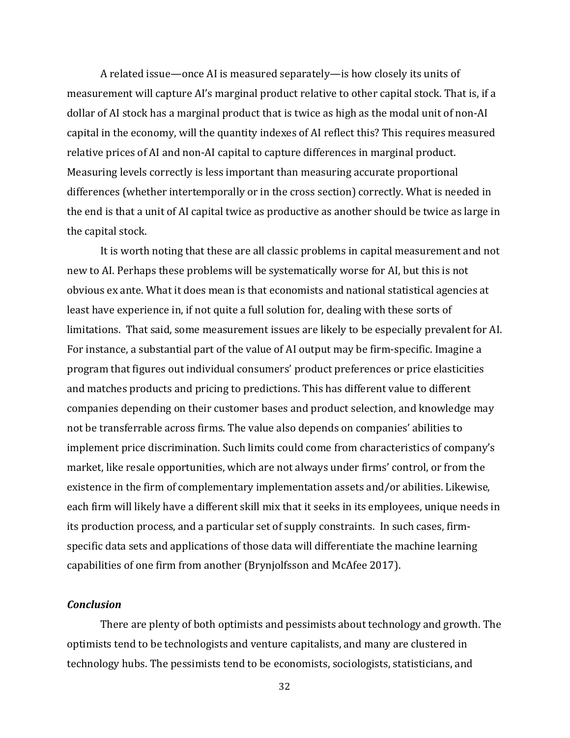A related issue—once AI is measured separately—is how closely its units of measurement will capture AI's marginal product relative to other capital stock. That is, if a dollar of AI stock has a marginal product that is twice as high as the modal unit of non-AI capital in the economy, will the quantity indexes of AI reflect this? This requires measured relative prices of AI and non-AI capital to capture differences in marginal product. Measuring levels correctly is less important than measuring accurate proportional differences (whether intertemporally or in the cross section) correctly. What is needed in the end is that a unit of AI capital twice as productive as another should be twice as large in the capital stock.

It is worth noting that these are all classic problems in capital measurement and not new to AI. Perhaps these problems will be systematically worse for AI, but this is not obvious ex ante. What it does mean is that economists and national statistical agencies at least have experience in, if not quite a full solution for, dealing with these sorts of limitations. That said, some measurement issues are likely to be especially prevalent for AI. For instance, a substantial part of the value of AI output may be firm-specific. Imagine a program that figures out individual consumers' product preferences or price elasticities and matches products and pricing to predictions. This has different value to different companies depending on their customer bases and product selection, and knowledge may not be transferrable across firms. The value also depends on companies' abilities to implement price discrimination. Such limits could come from characteristics of company's market, like resale opportunities, which are not always under firms' control, or from the existence in the firm of complementary implementation assets and/or abilities. Likewise, each firm will likely have a different skill mix that it seeks in its employees, unique needs in its production process, and a particular set of supply constraints. In such cases, firm-specific data sets and applications of those data will differentiate the machine learning capabilities of one firm from another (Brynjolfsson and McAfee 2017).

### *Conclusion*

There are plenty of both optimists and pessimists about technology and growth. The optimists tend to be technologists and venture capitalists, and many are clustered in technology hubs. The pessimists tend to be economists, sociologists, statisticians, and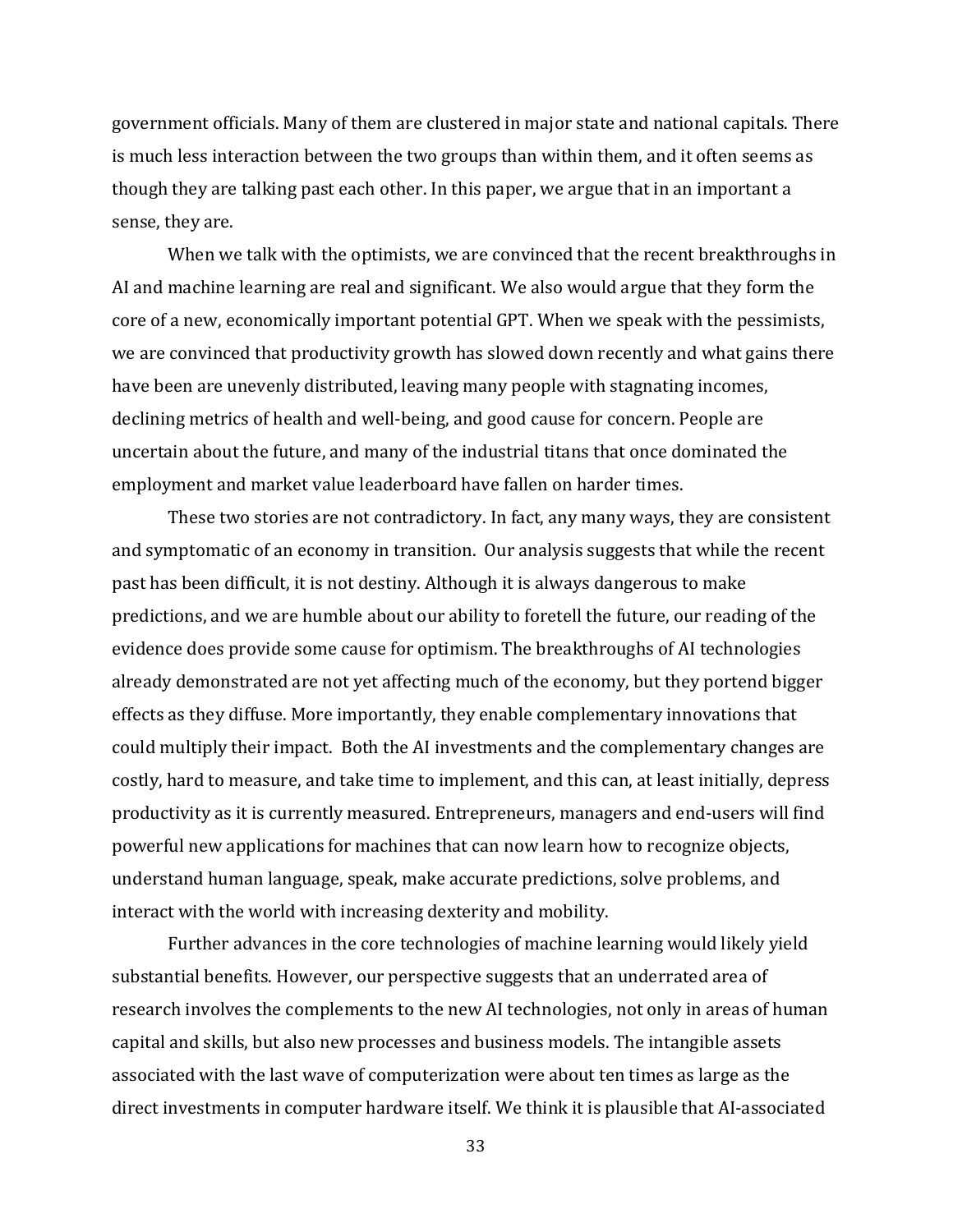government officials. Many of them are clustered in major state and national capitals. There is much less interaction between the two groups than within them, and it often seems as though they are talking past each other. In this paper, we argue that in an important a sense, they are.

When we talk with the optimists, we are convinced that the recent breakthroughs in AI and machine learning are real and significant. We also would argue that they form the core of a new, economically important potential GPT. When we speak with the pessimists, we are convinced that productivity growth has slowed down recently and what gains there have been are unevenly distributed, leaving many people with stagnating incomes, declining metrics of health and well-being, and good cause for concern. People are uncertain about the future, and many of the industrial titans that once dominated the employment and market value leaderboard have fallen on harder times.

These two stories are not contradictory. In fact, any many ways, they are consistent and symptomatic of an economy in transition. Our analysis suggests that while the recent past has been difficult, it is not destiny. Although it is always dangerous to make predictions, and we are humble about our ability to foretell the future, our reading of the evidence does provide some cause for optimism. The breakthroughs of AI technologies already demonstrated are not yet affecting much of the economy, but they portend bigger effects as they diffuse. More importantly, they enable complementary innovations that could multiply their impact. Both the AI investments and the complementary changes are costly, hard to measure, and take time to implement, and this can, at least initially, depress productivity as it is currently measured. Entrepreneurs, managers and end-users will find powerful new applications for machines that can now learn how to recognize objects, understand human language, speak, make accurate predictions, solve problems, and interact with the world with increasing dexterity and mobility.

Further advances in the core technologies of machine learning would likely yield substantial benefits. However, our perspective suggests that an underrated area of research involves the complements to the new AI technologies, not only in areas of human capital and skills, but also new processes and business models. The intangible assets associated with the last wave of computerization were about ten times as large as the direct investments in computer hardware itself. We think it is plausible that AI-associated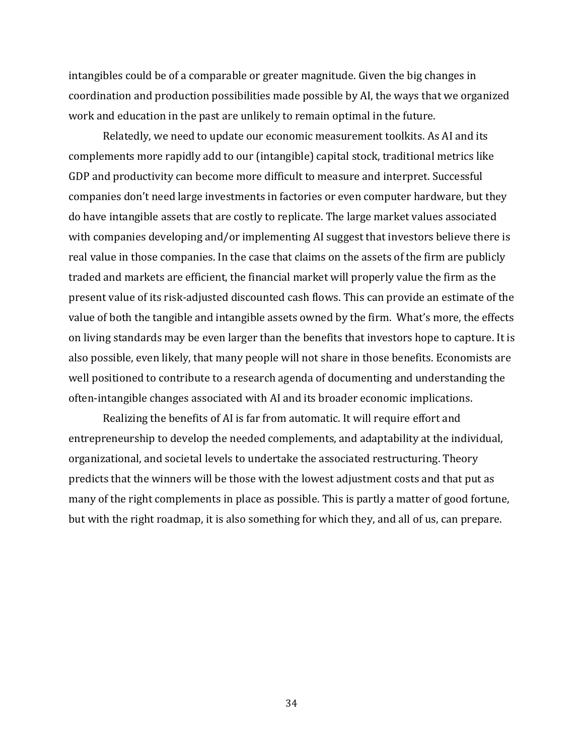intangibles could be of a comparable or greater magnitude. Given the big changes in coordination and production possibilities made possible by AI, the ways that we organized work and education in the past are unlikely to remain optimal in the future.

Relatedly, we need to update our economic measurement toolkits. As AI and its complements more rapidly add to our (intangible) capital stock, traditional metrics like GDP and productivity can become more difficult to measure and interpret. Successful companies don't need large investments in factories or even computer hardware, but they do have intangible assets that are costly to replicate. The large market values associated with companies developing and/or implementing AI suggest that investors believe there is real value in those companies. In the case that claims on the assets of the firm are publicly traded and markets are efficient, the financial market will properly value the firm as the present value of its risk-adjusted discounted cash flows. This can provide an estimate of the value of both the tangible and intangible assets owned by the firm. What's more, the effects on living standards may be even larger than the benefits that investors hope to capture. It is also possible, even likely, that many people will not share in those benefits. Economists are well positioned to contribute to a research agenda of documenting and understanding the often-intangible changes associated with AI and its broader economic implications.

Realizing the benefits of AI is far from automatic. It will require effort and entrepreneurship to develop the needed complements, and adaptability at the individual, organizational, and societal levels to undertake the associated restructuring. Theory predicts that the winners will be those with the lowest adjustment costs and that put as many of the right complements in place as possible. This is partly a matter of good fortune, but with the right roadmap, it is also something for which they, and all of us, can prepare.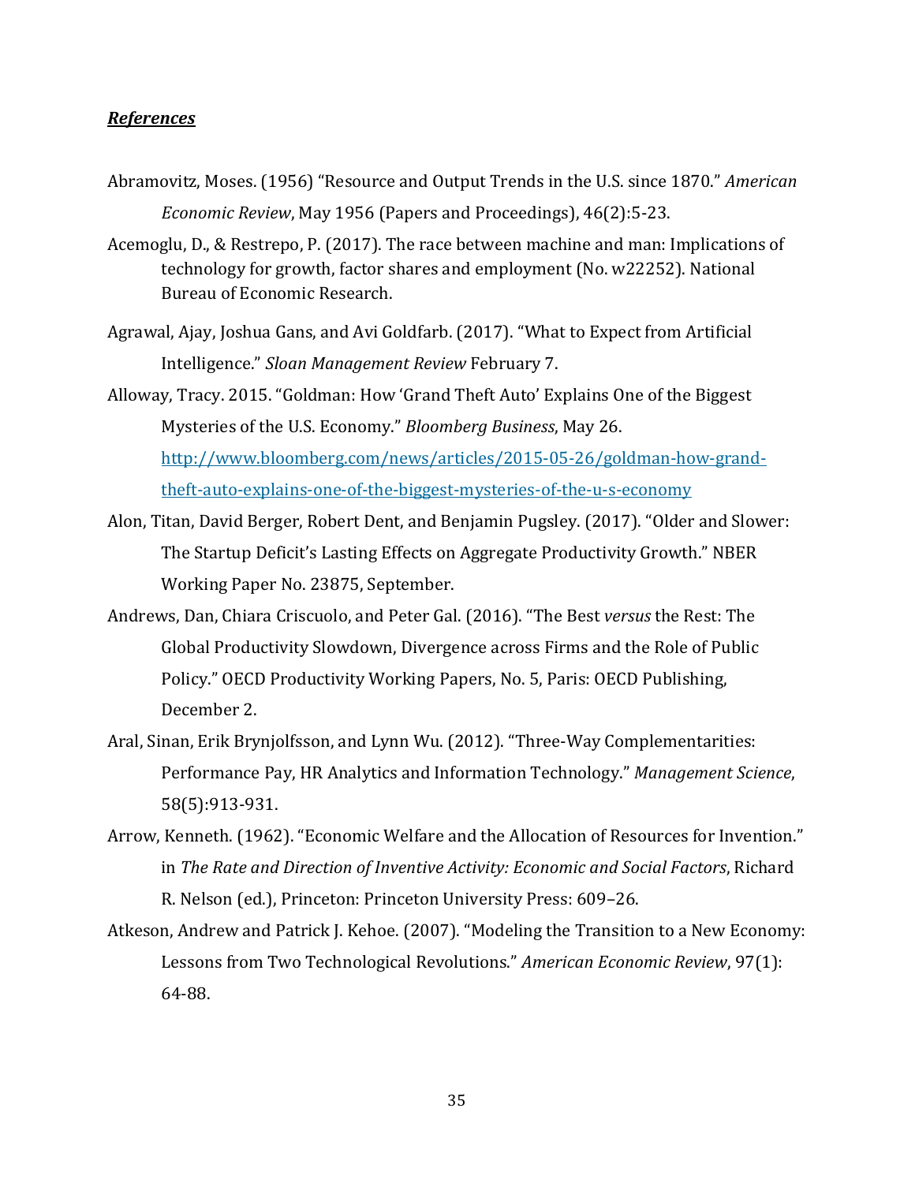***References***

Abramovitz, Moses. (1956) "Resource and Output Trends in the U.S. since 1870." *American Economic Review*, May 1956 (Papers and Proceedings), 46(2):5-23.

Acemoglu, D., & Restrepo, P. (2017). The race between machine and man: Implications of technology for growth, factor shares and employment (No. w22252). National Bureau of Economic Research.

Agrawal, Ajay, Joshua Gans, and Avi Goldfarb. (2017). "What to Expect from Artificial Intelligence." *Sloan Management Review* February 7.

Alloway, Tracy. 2015. "Goldman: How 'Grand Theft Auto' Explains One of the Biggest Mysteries of the U.S. Economy." *Bloomberg Business*, May 26. [http://www.bloomberg.com/news/articles/2015-05-26/goldman-how-grand-theft-auto-explains-one-of-the-biggest-mysteries-of-the-u-s-economy](http://www.bloomberg.com/news/articles/2015-05-26/goldman-how-grand-theft-auto-explains-one-of-the-biggest-mysteries-of-the-u-s-economy)

Alon, Titan, David Berger, Robert Dent, and Benjamin Pugsley. (2017). "Older and Slower: The Startup Deficit's Lasting Effects on Aggregate Productivity Growth." NBER Working Paper No. 23875, September.

Andrews, Dan, Chiara Criscuolo, and Peter Gal. (2016). "The Best *versus* the Rest: The Global Productivity Slowdown, Divergence across Firms and the Role of Public Policy." OECD Productivity Working Papers, No. 5, Paris: OECD Publishing, December 2.

Aral, Sinan, Erik Brynjolfsson, and Lynn Wu. (2012). "Three-Way Complementarities: Performance Pay, HR Analytics and Information Technology." *Management Science*, 58(5):913-931.

Arrow, Kenneth. (1962). "Economic Welfare and the Allocation of Resources for Invention." in *The Rate and Direction of Inventive Activity: Economic and Social Factors*, Richard R. Nelson (ed.), Princeton: Princeton University Press: 609–26.

Atkeson, Andrew and Patrick J. Kehoe. (2007). "Modeling the Transition to a New Economy: Lessons from Two Technological Revolutions." *American Economic Review*, 97(1): 64-88.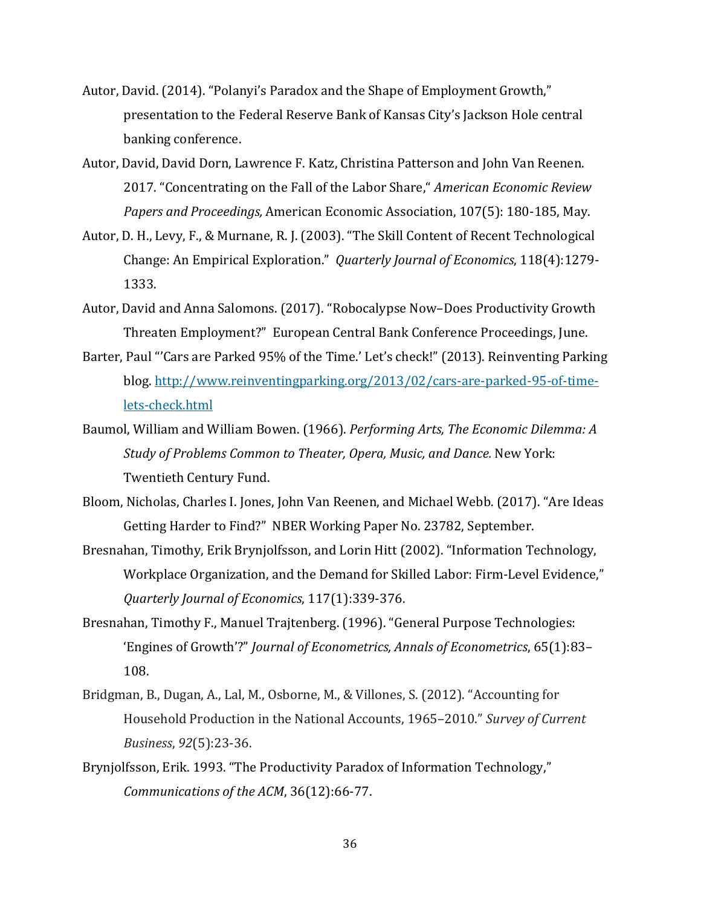Autor, David. (2014). "Polanyi's Paradox and the Shape of Employment Growth," presentation to the Federal Reserve Bank of Kansas City's Jackson Hole central banking conference.

Autor, David, David Dorn, Lawrence F. Katz, Christina Patterson and John Van Reenen. 2017. "Concentrating on the Fall of the Labor Share," *American Economic Review Papers and Proceedings,* American Economic Association, 107(5): 180-185, May.

Autor, D. H., Levy, F., & Murnane, R. J. (2003). "The Skill Content of Recent Technological Change: An Empirical Exploration." *Quarterly Journal of Economics*, 118(4):1279-1333.

Autor, David and Anna Salomons. (2017). "Robocalypse Now–Does Productivity Growth Threaten Employment?" European Central Bank Conference Proceedings, June.

Barter, Paul "'Cars are Parked 95% of the Time.' Let's check!" (2013). Reinventing Parking blog. http://www.reinventingparking.org/2013/02/cars-are-parked-95-of-time-lets-check.html

Baumol, William and William Bowen. (1966). *Performing Arts, The Economic Dilemma: A Study of Problems Common to Theater, Opera, Music, and Dance.* New York: Twentieth Century Fund.

Bloom, Nicholas, Charles I. Jones, John Van Reenen, and Michael Webb. (2017). "Are Ideas Getting Harder to Find?" NBER Working Paper No. 23782, September.

Bresnahan, Timothy, Erik Brynjolfsson, and Lorin Hitt (2002). "Information Technology, Workplace Organization, and the Demand for Skilled Labor: Firm-Level Evidence," *Quarterly Journal of Economics*, 117(1):339-376.

Bresnahan, Timothy F., Manuel Trajtenberg. (1996). "General Purpose Technologies: 'Engines of Growth'?" *Journal of Econometrics, Annals of Econometrics*, 65(1):83–108.

Bridgman, B., Dugan, A., Lal, M., Osborne, M., & Villones, S. (2012). "Accounting for Household Production in the National Accounts, 1965–2010." *Survey of Current Business*, *92*(5):23-36.

Brynjolfsson, Erik. 1993. "The Productivity Paradox of Information Technology," *Communications of the ACM*, 36(12):66-77.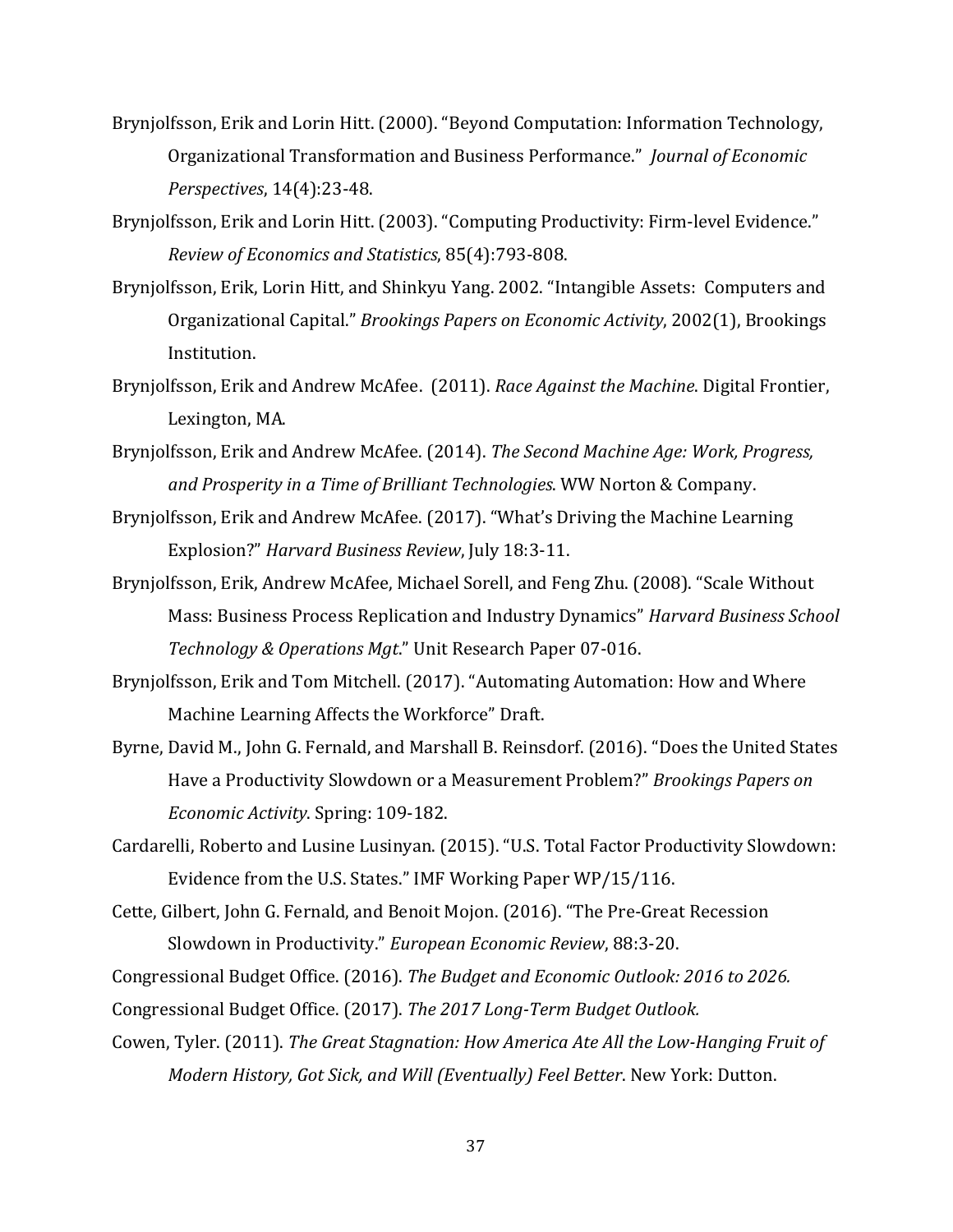Brynjolfsson, Erik and Lorin Hitt. (2000). “Beyond Computation: Information Technology, Organizational Transformation and Business Performance.” *Journal of Economic Perspectives*, 14(4):23-48.

Brynjolfsson, Erik and Lorin Hitt. (2003). “Computing Productivity: Firm-level Evidence.” *Review of Economics and Statistics*, 85(4):793-808.

Brynjolfsson, Erik, Lorin Hitt, and Shinkyu Yang. 2002. “Intangible Assets: Computers and Organizational Capital.” *Brookings Papers on Economic Activity*, 2002(1), Brookings Institution.

Brynjolfsson, Erik and Andrew McAfee. (2011). *Race Against the Machine*. Digital Frontier, Lexington, MA.

Brynjolfsson, Erik and Andrew McAfee. (2014). *The Second Machine Age: Work, Progress, and Prosperity in a Time of Brilliant Technologies*. WW Norton & Company.

Brynjolfsson, Erik and Andrew McAfee. (2017). “What’s Driving the Machine Learning Explosion?” *Harvard Business Review*, July 18:3-11.

Brynjolfsson, Erik, Andrew McAfee, Michael Sorell, and Feng Zhu. (2008). “Scale Without Mass: Business Process Replication and Industry Dynamics” *Harvard Business School Technology & Operations Mgt*.” Unit Research Paper 07-016.

Brynjolfsson, Erik and Tom Mitchell. (2017). “Automating Automation: How and Where Machine Learning Affects the Workforce” Draft.

Byrne, David M., John G. Fernald, and Marshall B. Reinsdorf. (2016). “Does the United States Have a Productivity Slowdown or a Measurement Problem?” *Brookings Papers on Economic Activity*. Spring: 109-182.

Cardarelli, Roberto and Lusine Lusinyan. (2015). “U.S. Total Factor Productivity Slowdown: Evidence from the U.S. States.” IMF Working Paper WP/15/116.

Cette, Gilbert, John G. Fernald, and Benoit Mojon. (2016). “The Pre-Great Recession Slowdown in Productivity.” *European Economic Review*, 88:3-20.

Congressional Budget Office. (2016). *The Budget and Economic Outlook: 2016 to 2026.*

Congressional Budget Office. (2017). *The 2017 Long-Term Budget Outlook.*

Cowen, Tyler. (2011). *The Great Stagnation: How America Ate All the Low-Hanging Fruit of Modern History, Got Sick, and Will (Eventually) Feel Better*. New York: Dutton.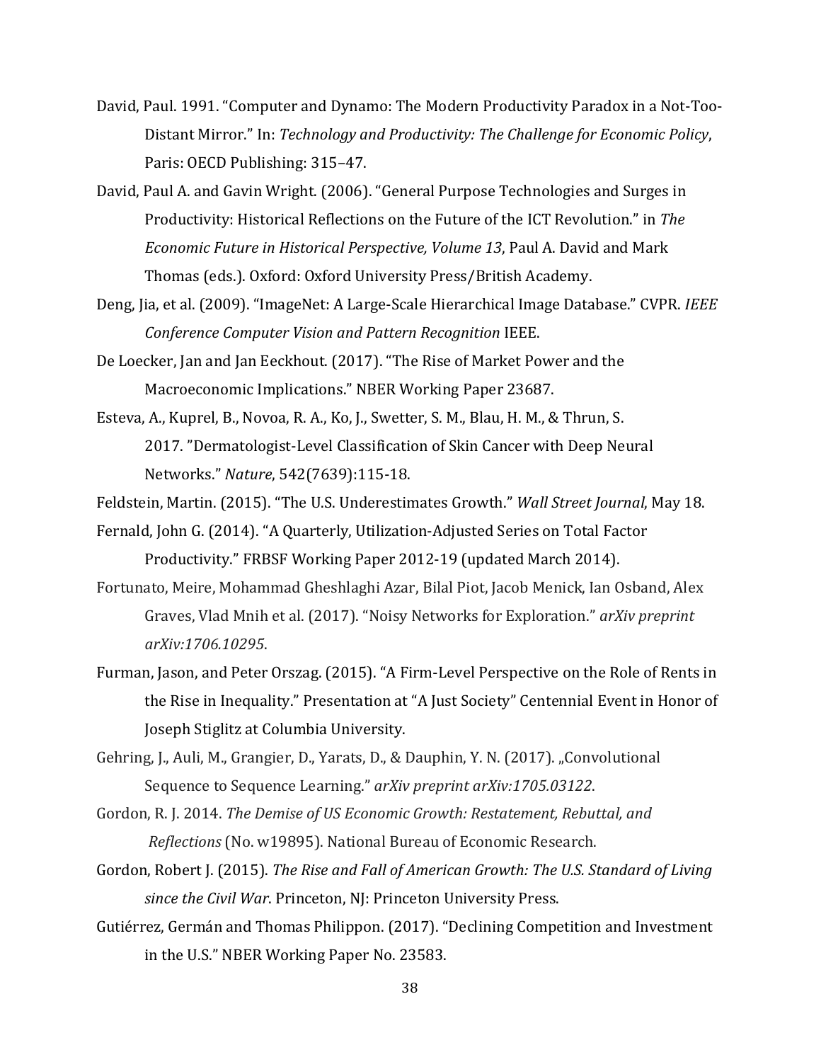David, Paul. 1991. "Computer and Dynamo: The Modern Productivity Paradox in a Not-Too-Distant Mirror." In: *Technology and Productivity: The Challenge for Economic Policy*, Paris: OECD Publishing: 315–47.

David, Paul A. and Gavin Wright. (2006). "General Purpose Technologies and Surges in Productivity: Historical Reflections on the Future of the ICT Revolution." in *The Economic Future in Historical Perspective, Volume 13*, Paul A. David and Mark Thomas (eds.). Oxford: Oxford University Press/British Academy.

Deng, Jia, et al. (2009). "ImageNet: A Large-Scale Hierarchical Image Database." CVPR. *IEEE Conference Computer Vision and Pattern Recognition* IEEE.

De Loecker, Jan and Jan Eeckhout. (2017). "The Rise of Market Power and the Macroeconomic Implications." NBER Working Paper 23687.

Esteva, A., Kuprel, B., Novoa, R. A., Ko, J., Swetter, S. M., Blau, H. M., & Thrun, S. 2017. "Dermatologist-Level Classification of Skin Cancer with Deep Neural Networks." *Nature*, 542(7639):115-18.

Feldstein, Martin. (2015). "The U.S. Underestimates Growth." *Wall Street Journal*, May 18.

Fernald, John G. (2014). "A Quarterly, Utilization-Adjusted Series on Total Factor Productivity." FRBSF Working Paper 2012-19 (updated March 2014).

Fortunato, Meire, Mohammad Gheshlaghi Azar, Bilal Piot, Jacob Menick, Ian Osband, Alex Graves, Vlad Mnih et al. (2017). "Noisy Networks for Exploration." *arXiv preprint arXiv:1706.10295*.

Furman, Jason, and Peter Orszag. (2015). "A Firm-Level Perspective on the Role of Rents in the Rise in Inequality." Presentation at "A Just Society" Centennial Event in Honor of Joseph Stiglitz at Columbia University.

Gehring, J., Auli, M., Grangier, D., Yarats, D., & Dauphin, Y. N. (2017). „Convolutional Sequence to Sequence Learning." *arXiv preprint arXiv:1705.03122*.

Gordon, R. J. 2014. *The Demise of US Economic Growth: Restatement, Rebuttal, and Reflections* (No. w19895). National Bureau of Economic Research.

Gordon, Robert J. (2015). *The Rise and Fall of American Growth: The U.S. Standard of Living since the Civil War*. Princeton, NJ: Princeton University Press.

Gutiérrez, Germán and Thomas Philippon. (2017). "Declining Competition and Investment in the U.S." NBER Working Paper No. 23583.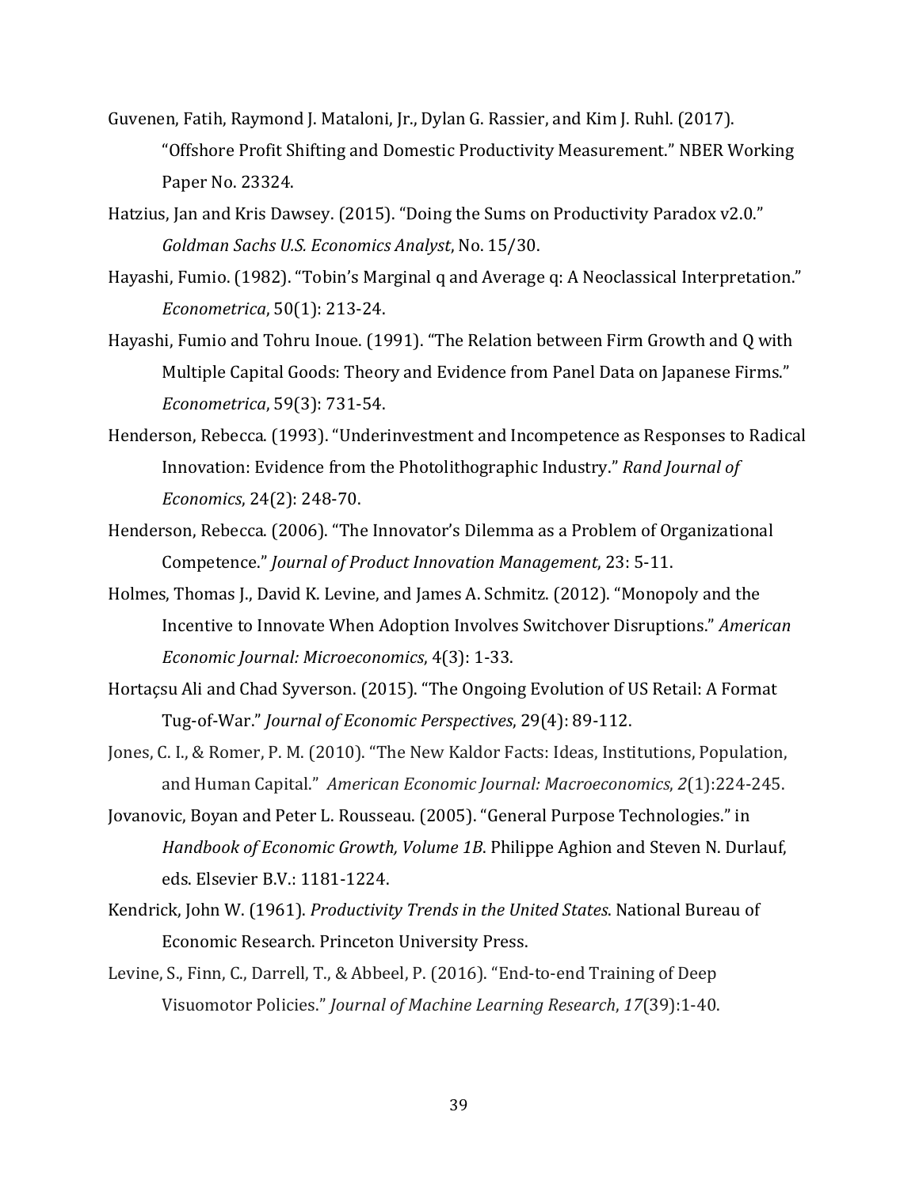Guvenen, Fatih, Raymond J. Mataloni, Jr., Dylan G. Rassier, and Kim J. Ruhl. (2017). "Offshore Profit Shifting and Domestic Productivity Measurement." NBER Working Paper No. 23324.

Hatzius, Jan and Kris Dawsey. (2015). "Doing the Sums on Productivity Paradox v2.0." *Goldman Sachs U.S. Economics Analyst*, No. 15/30.

Hayashi, Fumio. (1982). "Tobin's Marginal q and Average q: A Neoclassical Interpretation." *Econometrica*, 50(1): 213-24.

Hayashi, Fumio and Tohru Inoue. (1991). "The Relation between Firm Growth and Q with Multiple Capital Goods: Theory and Evidence from Panel Data on Japanese Firms." *Econometrica*, 59(3): 731-54.

Henderson, Rebecca. (1993). "Underinvestment and Incompetence as Responses to Radical Innovation: Evidence from the Photolithographic Industry." *Rand Journal of Economics*, 24(2): 248-70.

Henderson, Rebecca. (2006). "The Innovator's Dilemma as a Problem of Organizational Competence." *Journal of Product Innovation Management*, 23: 5-11.

Holmes, Thomas J., David K. Levine, and James A. Schmitz. (2012). "Monopoly and the Incentive to Innovate When Adoption Involves Switchover Disruptions." *American Economic Journal: Microeconomics*, 4(3): 1-33.

Hortaçsu Ali and Chad Syverson. (2015). "The Ongoing Evolution of US Retail: A Format Tug-of-War." *Journal of Economic Perspectives*, 29(4): 89-112.

Jones, C. I., & Romer, P. M. (2010). "The New Kaldor Facts: Ideas, Institutions, Population, and Human Capital." *American Economic Journal: Macroeconomics*, *2*(1):224-245.

Jovanovic, Boyan and Peter L. Rousseau. (2005). "General Purpose Technologies." in *Handbook of Economic Growth, Volume 1B*. Philippe Aghion and Steven N. Durlauf, eds. Elsevier B.V.: 1181-1224.

Kendrick, John W. (1961). *Productivity Trends in the United States*. National Bureau of Economic Research. Princeton University Press.

Levine, S., Finn, C., Darrell, T., & Abbeel, P. (2016). "End-to-end Training of Deep Visuomotor Policies." *Journal of Machine Learning Research*, *17*(39):1-40.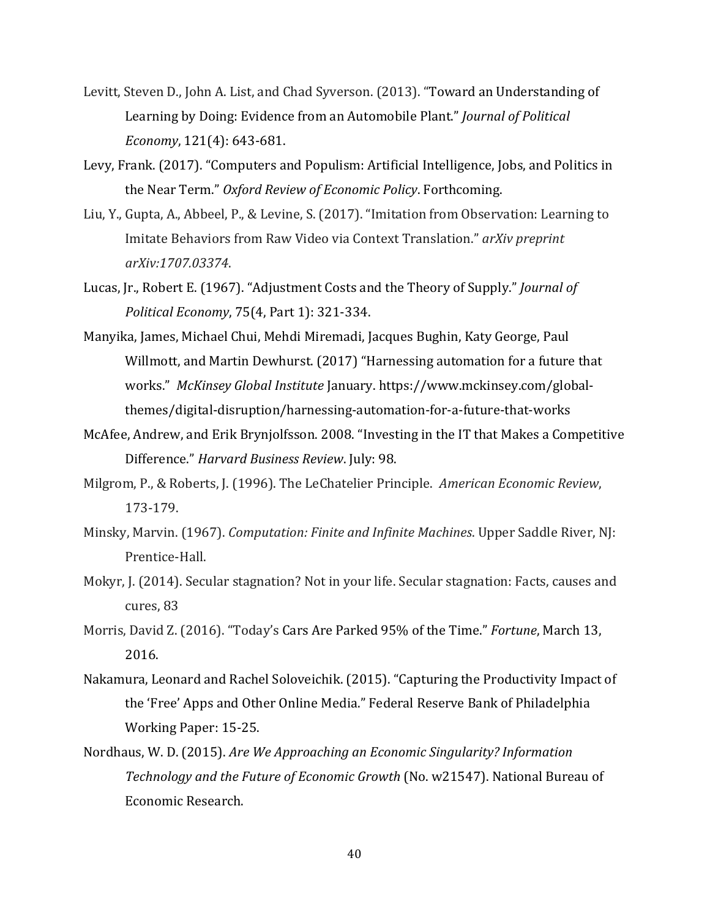Levitt, Steven D., John A. List, and Chad Syverson. (2013). "Toward an Understanding of Learning by Doing: Evidence from an Automobile Plant." *Journal of Political Economy*, 121(4): 643-681.

Levy, Frank. (2017). "Computers and Populism: Artificial Intelligence, Jobs, and Politics in the Near Term." *Oxford Review of Economic Policy*. Forthcoming.

Liu, Y., Gupta, A., Abbeel, P., & Levine, S. (2017). "Imitation from Observation: Learning to Imitate Behaviors from Raw Video via Context Translation." *arXiv preprint arXiv:1707.03374*.

Lucas, Jr., Robert E. (1967). "Adjustment Costs and the Theory of Supply." *Journal of Political Economy*, 75(4, Part 1): 321-334.

Manyika, James, Michael Chui, Mehdi Miremadi, Jacques Bughin, Katy George, Paul Willmott, and Martin Dewhurst. (2017) "Harnessing automation for a future that works." *McKinsey Global Institute* January. https://www.mckinsey.com/global-themes/digital-disruption/harnessing-automation-for-a-future-that-works

McAfee, Andrew, and Erik Brynjolfsson. 2008. "Investing in the IT that Makes a Competitive Difference." *Harvard Business Review*. July: 98.

Milgrom, P., & Roberts, J. (1996). The LeChatelier Principle. *American Economic Review*, 173-179.

Minsky, Marvin. (1967). *Computation: Finite and Infinite Machines*. Upper Saddle River, NJ: Prentice-Hall.

Mokyr, J. (2014). Secular stagnation? Not in your life. Secular stagnation: Facts, causes and cures, 83

Morris, David Z. (2016). "Today's Cars Are Parked 95% of the Time." *Fortune*, March 13, 2016.

Nakamura, Leonard and Rachel Soloveichik. (2015). "Capturing the Productivity Impact of the 'Free' Apps and Other Online Media." Federal Reserve Bank of Philadelphia Working Paper: 15-25.

Nordhaus, W. D. (2015). *Are We Approaching an Economic Singularity? Information Technology and the Future of Economic Growth* (No. w21547). National Bureau of Economic Research.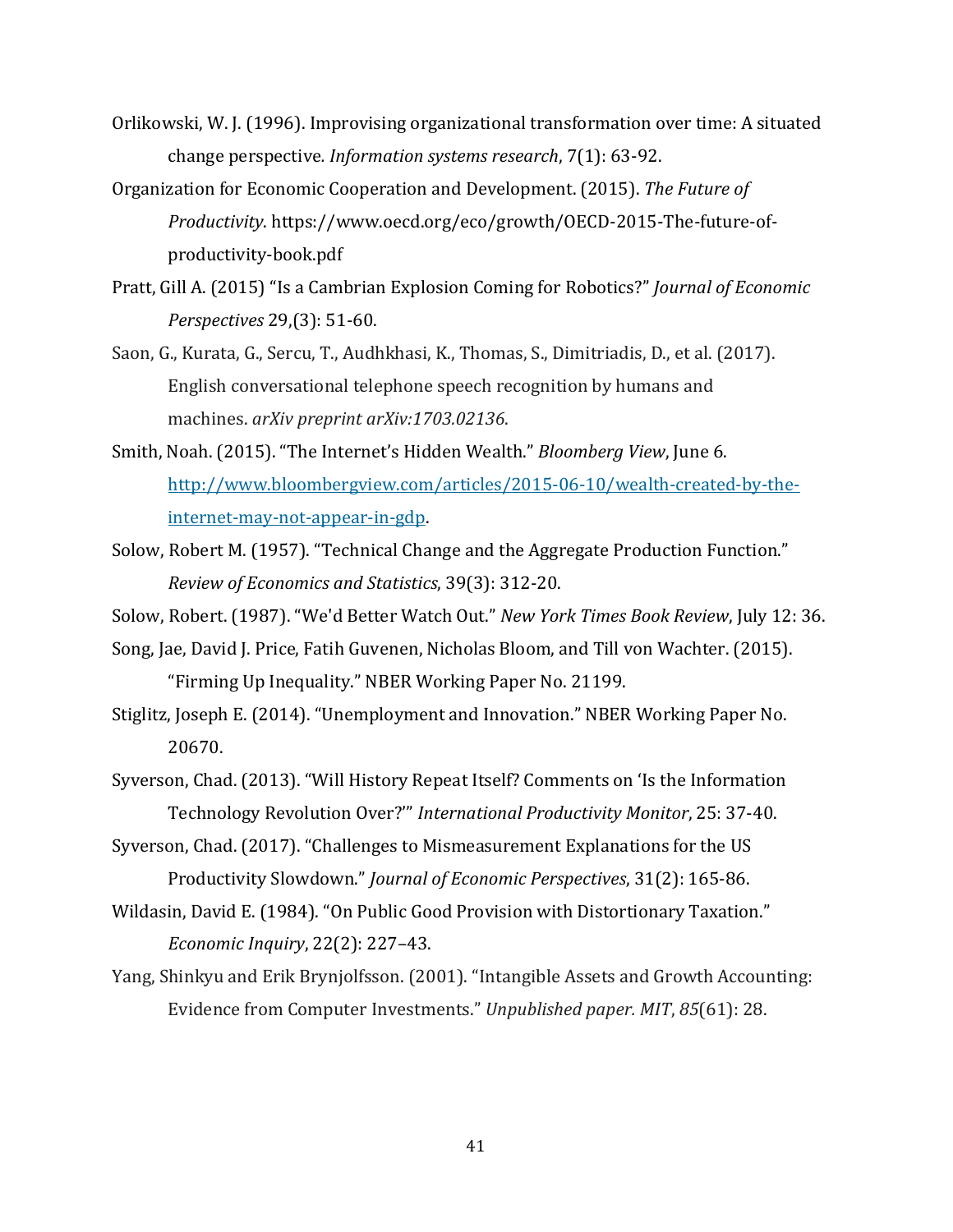Orlikowski, W. J. (1996). Improvising organizational transformation over time: A situated change perspective. *Information systems research*, 7(1): 63-92.

Organization for Economic Cooperation and Development. (2015). *The Future of Productivity*. https://www.oecd.org/eco/growth/OECD-2015-The-future-of-productivity-book.pdf

Pratt, Gill A. (2015) "Is a Cambrian Explosion Coming for Robotics?" *Journal of Economic Perspectives* 29,(3): 51-60.

Saon, G., Kurata, G., Sercu, T., Audhkhasi, K., Thomas, S., Dimitriadis, D., et al. (2017). English conversational telephone speech recognition by humans and machines. *arXiv preprint arXiv:1703.02136*.

Smith, Noah. (2015). "The Internet's Hidden Wealth." *Bloomberg View*, June 6. [http://www.bloombergview.com/articles/2015-06-10/wealth-created-by-the-internet-may-not-appear-in-gdp](http://www.bloombergview.com/articles/2015-06-10/wealth-created-by-the-internet-may-not-appear-in-gdp).

Solow, Robert M. (1957). "Technical Change and the Aggregate Production Function." *Review of Economics and Statistics*, 39(3): 312-20.

Solow, Robert. (1987). "We'd Better Watch Out." *New York Times Book Review*, July 12: 36.

Song, Jae, David J. Price, Fatih Guvenen, Nicholas Bloom, and Till von Wachter. (2015). "Firming Up Inequality." NBER Working Paper No. 21199.

Stiglitz, Joseph E. (2014). "Unemployment and Innovation." NBER Working Paper No. 20670.

Syverson, Chad. (2013). "Will History Repeat Itself? Comments on 'Is the Information Technology Revolution Over?'" *International Productivity Monitor*, 25: 37-40.

Syverson, Chad. (2017). "Challenges to Mismeasurement Explanations for the US Productivity Slowdown." *Journal of Economic Perspectives*, 31(2): 165-86.

Wildasin, David E. (1984). "On Public Good Provision with Distortionary Taxation." *Economic Inquiry*, 22(2): 227–43.

Yang, Shinkyu and Erik Brynjolfsson. (2001). "Intangible Assets and Growth Accounting: Evidence from Computer Investments." *Unpublished paper. MIT*, *85*(61): 28.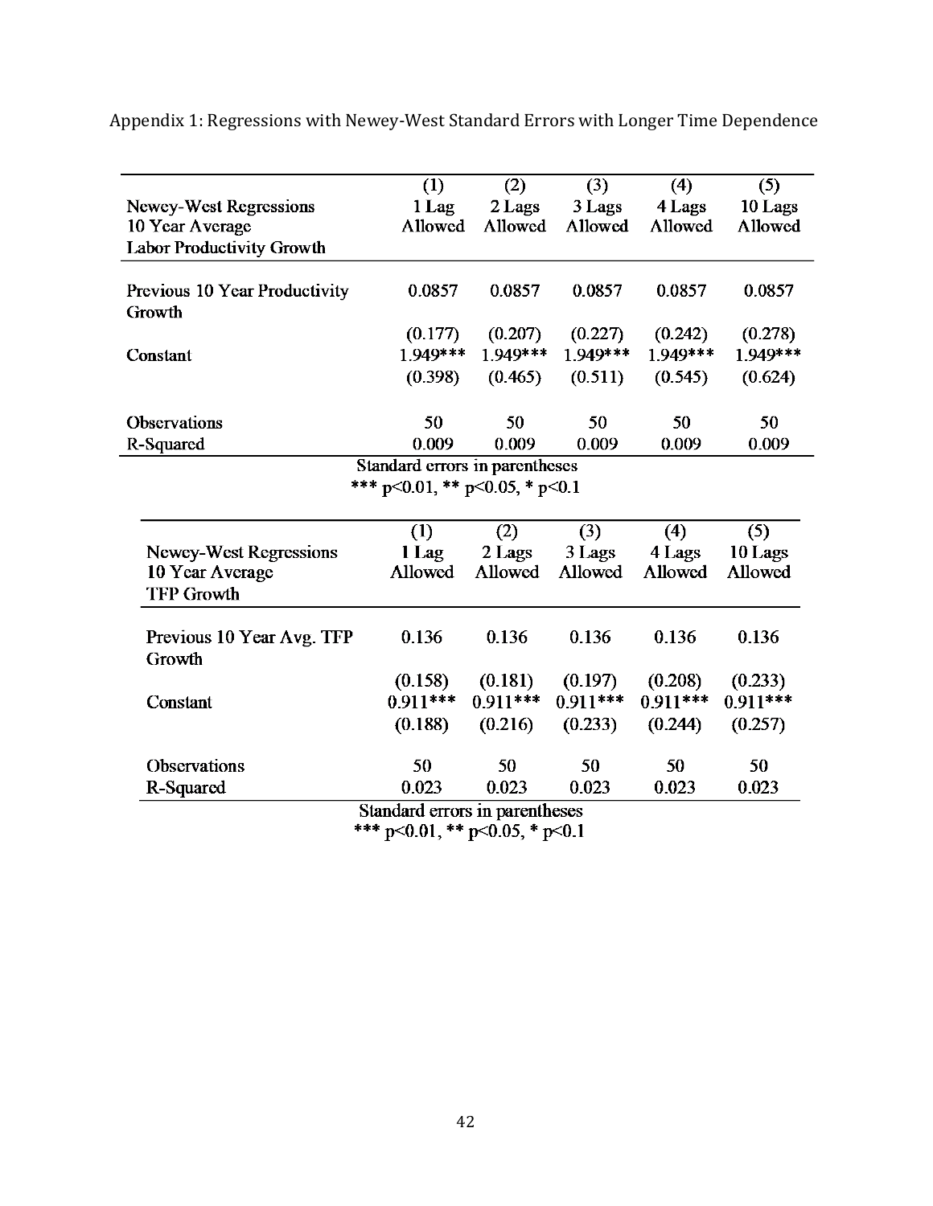Appendix 1: Regressions with Newey-West Standard Errors with Longer Time Dependence

| Newey-West Regressions 10 Year Average Labor Productivity Growth | (1) 1 Lag Allowed | (2) 2 Lags Allowed | (3) 3 Lags Allowed | (4) 4 Lags Allowed | (5) 10 Lags Allowed |
|---|---|---|---|---|---|
| Previous 10 Year Productivity Growth | 0.0857 | 0.0857 | 0.0857 | 0.0857 | 0.0857 |
| | (0.177) | (0.207) | (0.227) | (0.242) | (0.278) |
| Constant | 1.949*** | 1.949*** | 1.949*** | 1.949*** | 1.949*** |
| | (0.398) | (0.465) | (0.511) | (0.545) | (0.624) |
| Observations | 50 | 50 | 50 | 50 | 50 |
| R-Squared | 0.009 | 0.009 | 0.009 | 0.009 | 0.009 |

Standard errors in parentheses
*** p<0.01, ** p<0.05, * p<0.1

| Newey-West Regressions 10 Year Average TFP Growth | (1) 1 Lag Allowed | (2) 2 Lags Allowed | (3) 3 Lags Allowed | (4) 4 Lags Allowed | (5) 10 Lags Allowed |
|---|---|---|---|---|---|
| Previous 10 Year Avg. TFP Growth | 0.136 | 0.136 | 0.136 | 0.136 | 0.136 |
| | (0.158) | (0.181) | (0.197) | (0.208) | (0.233) |
| Constant | 0.911*** | 0.911*** | 0.911*** | 0.911*** | 0.911*** |
| | (0.188) | (0.216) | (0.233) | (0.244) | (0.257) |
| Observations | 50 | 50 | 50 | 50 | 50 |
| R-Squared | 0.023 | 0.023 | 0.023 | 0.023 | 0.023 |

Standard errors in parentheses
*** p<0.01, ** p<0.05, * p<0.1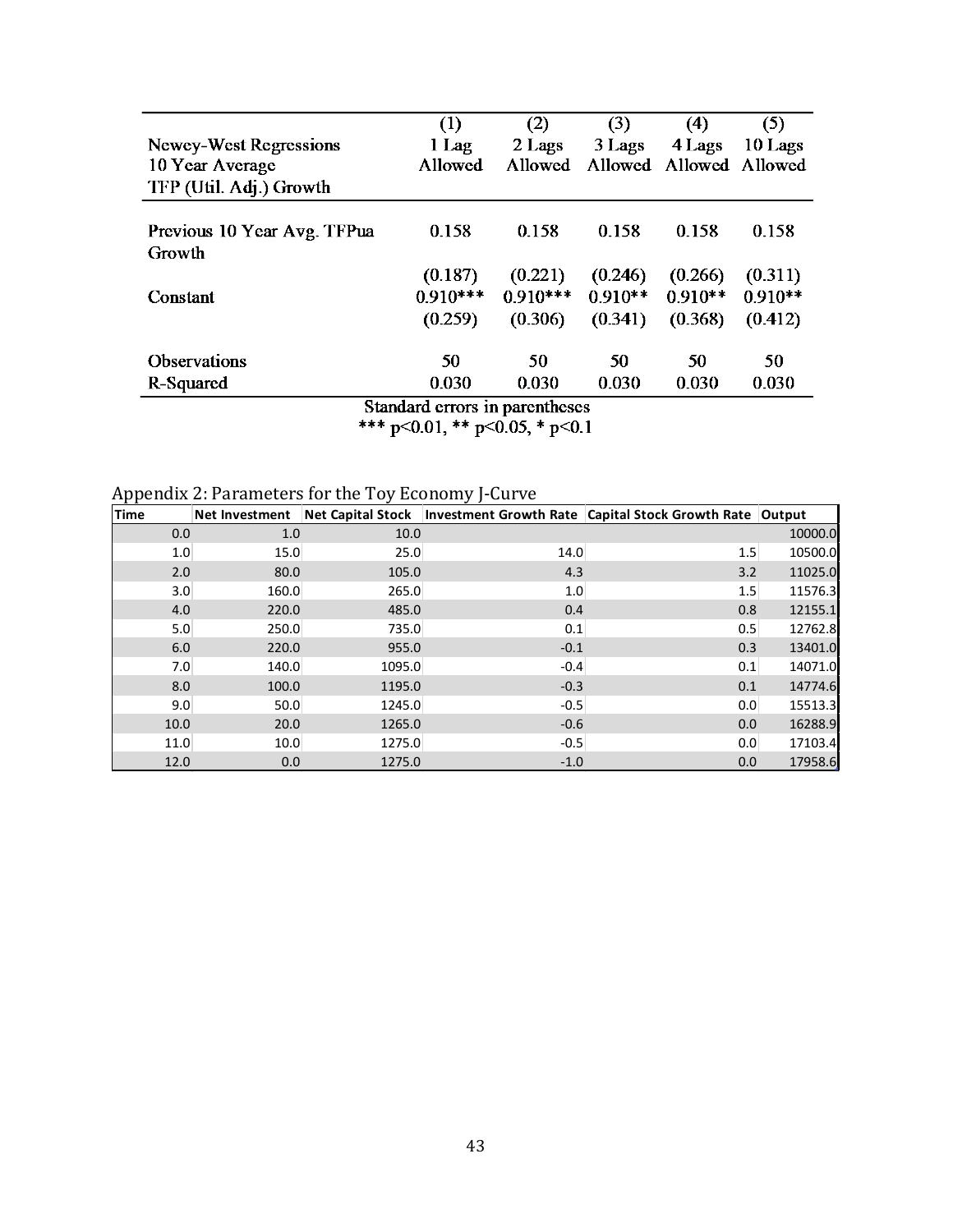| Newey-West Regressions 10 Year Average TFP (Util. Adj.) Growth | (1) 1 Lag Allowed | (2) 2 Lags Allowed | (3) 3 Lags Allowed | (4) 4 Lags Allowed | (5) 10 Lags Allowed |
|---|---|---|---|---|---|
| Previous 10 Year Avg. TFPua Growth | 0.158 | 0.158 | 0.158 | 0.158 | 0.158 |
| | (0.187) | (0.221) | (0.246) | (0.266) | (0.311) |
| Constant | 0.910*** | 0.910*** | 0.910** | 0.910** | 0.910** |
| | (0.259) | (0.306) | (0.341) | (0.368) | (0.412) |
| Observations | 50 | 50 | 50 | 50 | 50 |
| R-Squared | 0.030 | 0.030 | 0.030 | 0.030 | 0.030 |

Standard errors in parentheses
*** $p<0.01$, ** $p<0.05$, * $p<0.1$

Appendix 2: Parameters for the Toy Economy J-Curve

| Time | Net Investment | Net Capital Stock | Investment Growth Rate | Capital Stock Growth Rate | Output |
|---|---|---|---|---|---|
| 0.0 | 1.0 | 10.0 | | | 10000.0 |
| 1.0 | 15.0 | 25.0 | 14.0 | 1.5 | 10500.0 |
| 2.0 | 80.0 | 105.0 | 4.3 | 3.2 | 11025.0 |
| 3.0 | 160.0 | 265.0 | 1.0 | 1.5 | 11576.3 |
| 4.0 | 220.0 | 485.0 | 0.4 | 0.8 | 12155.1 |
| 5.0 | 250.0 | 735.0 | 0.1 | 0.5 | 12762.8 |
| 6.0 | 220.0 | 955.0 | -0.1 | 0.3 | 13401.0 |
| 7.0 | 140.0 | 1095.0 | -0.4 | 0.1 | 14071.0 |
| 8.0 | 100.0 | 1195.0 | -0.3 | 0.1 | 14774.6 |
| 9.0 | 50.0 | 1245.0 | -0.5 | 0.0 | 15513.3 |
| 10.0 | 20.0 | 1265.0 | -0.6 | 0.0 | 16288.9 |
| 11.0 | 10.0 | 1275.0 | -0.5 | 0.0 | 17103.4 |
| 12.0 | 0.0 | 1275.0 | -1.0 | 0.0 | 17958.6 |